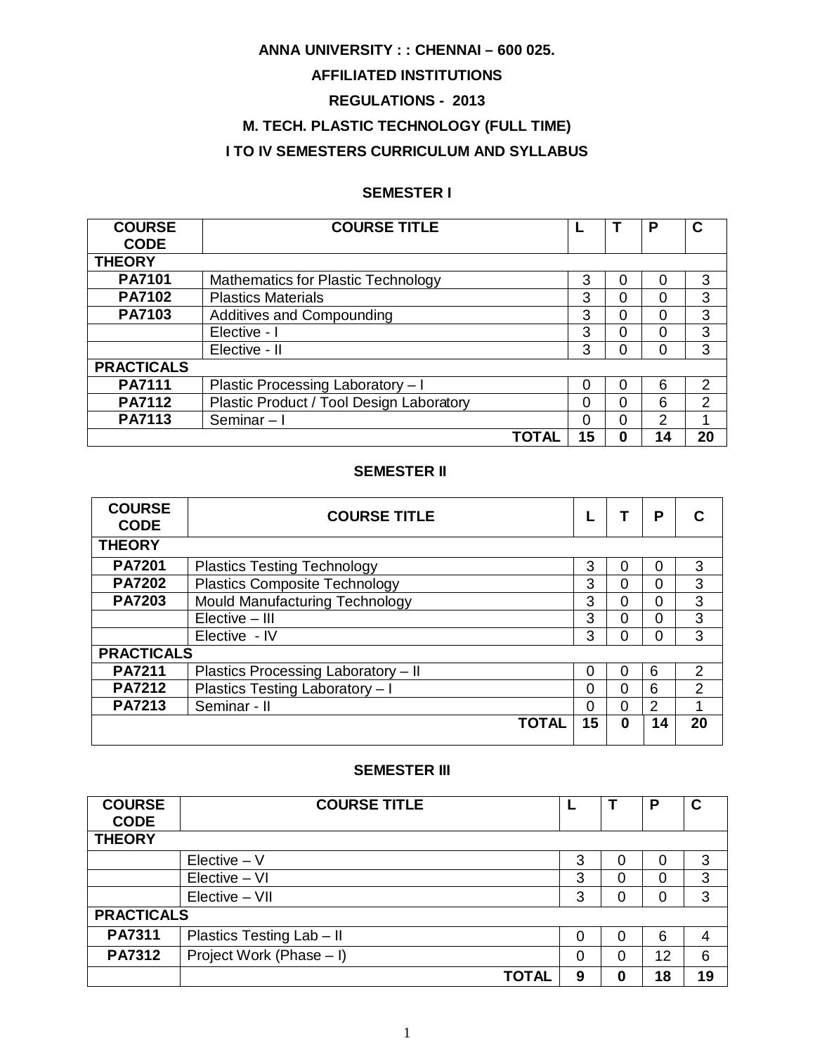# ANNA UNIVERSITY : : CHENNAI – 600 025.

## AFFILIATED INSTITUTIONS

## REGULATIONS - 2013

## M. TECH. PLASTIC TECHNOLOGY (FULL TIME)

## I TO IV SEMESTERS CURRICULUM AND SYLLABUS

### SEMESTER I

| COURSE CODE | COURSE TITLE | L | T | P | C |
|---|---|---|---|---|---|
| **THEORY** | | | | | |
| PA7101 | Mathematics for Plastic Technology | 3 | 0 | 0 | 3 |
| PA7102 | Plastics Materials | 3 | 0 | 0 | 3 |
| PA7103 | Additives and Compounding | 3 | 0 | 0 | 3 |
| | Elective - I | 3 | 0 | 0 | 3 |
| | Elective - II | 3 | 0 | 0 | 3 |
| **PRACTICALS** | | | | | |
| PA7111 | Plastic Processing Laboratory – I | 0 | 0 | 6 | 2 |
| PA7112 | Plastic Product / Tool Design Laboratory | 0 | 0 | 6 | 2 |
| PA7113 | Seminar – I | 0 | 0 | 2 | 1 |
| | **TOTAL** | **15** | **0** | **14** | **20** |

### SEMESTER II

| COURSE CODE | COURSE TITLE | L | T | P | C |
|---|---|---|---|---|---|
| **THEORY** | | | | | |
| PA7201 | Plastics Testing Technology | 3 | 0 | 0 | 3 |
| PA7202 | Plastics Composite Technology | 3 | 0 | 0 | 3 |
| PA7203 | Mould Manufacturing Technology | 3 | 0 | 0 | 3 |
| | Elective – III | 3 | 0 | 0 | 3 |
| | Elective - IV | 3 | 0 | 0 | 3 |
| **PRACTICALS** | | | | | |
| PA7211 | Plastics Processing Laboratory – II | 0 | 0 | 6 | 2 |
| PA7212 | Plastics Testing Laboratory – I | 0 | 0 | 6 | 2 |
| PA7213 | Seminar - II | 0 | 0 | 2 | 1 |
| | **TOTAL** | **15** | **0** | **14** | **20** |

### SEMESTER III

| COURSE CODE | COURSE TITLE | L | T | P | C |
|---|---|---|---|---|---|
| **THEORY** | | | | | |
| | Elective – V | 3 | 0 | 0 | 3 |
| | Elective – VI | 3 | 0 | 0 | 3 |
| | Elective – VII | 3 | 0 | 0 | 3 |
| **PRACTICALS** | | | | | |
| PA7311 | Plastics Testing Lab – II | 0 | 0 | 6 | 4 |
| PA7312 | Project Work (Phase – I) | 0 | 0 | 12 | 6 |
| | **TOTAL** | **9** | **0** | **18** | **19** |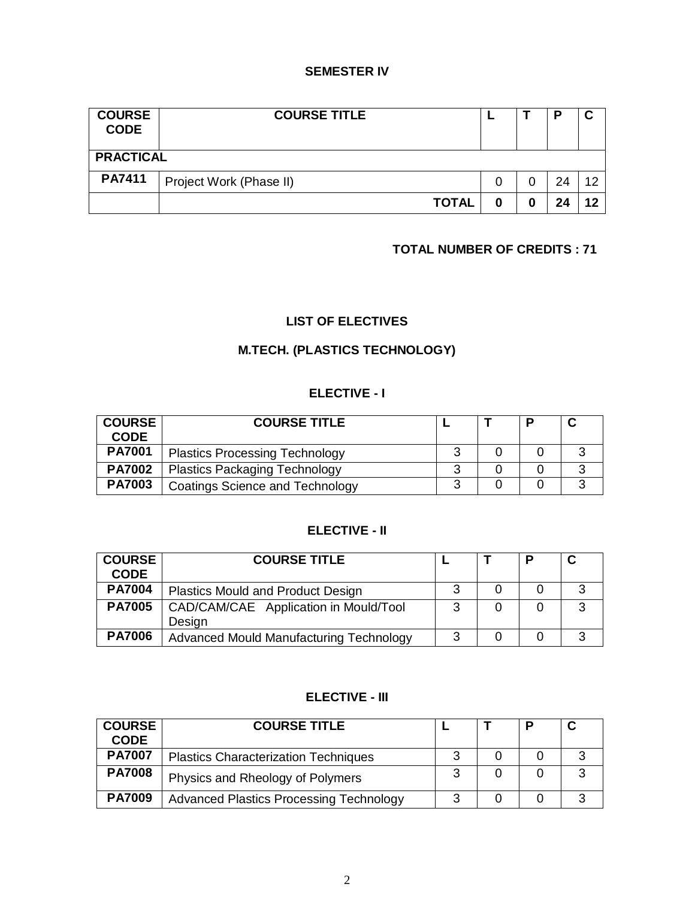## SEMESTER IV

| COURSE CODE | COURSE TITLE | L | T | P | C |
|---|---|---|---|---|---|
| **PRACTICAL** | | | | | |
| **PA7411** | Project Work (Phase II) | 0 | 0 | 24 | 12 |
| | **TOTAL** | **0** | **0** | **24** | **12** |

**TOTAL NUMBER OF CREDITS : 71**

## LIST OF ELECTIVES

## M.TECH. (PLASTICS TECHNOLOGY)

### ELECTIVE - I

| COURSE CODE | COURSE TITLE | L | T | P | C |
|---|---|---|---|---|---|
| **PA7001** | Plastics Processing Technology | 3 | 0 | 0 | 3 |
| **PA7002** | Plastics Packaging Technology | 3 | 0 | 0 | 3 |
| **PA7003** | Coatings Science and Technology | 3 | 0 | 0 | 3 |

### ELECTIVE - II

| COURSE CODE | COURSE TITLE | L | T | P | C |
|---|---|---|---|---|---|
| **PA7004** | Plastics Mould and Product Design | 3 | 0 | 0 | 3 |
| **PA7005** | CAD/CAM/CAE Application in Mould/Tool Design | 3 | 0 | 0 | 3 |
| **PA7006** | Advanced Mould Manufacturing Technology | 3 | 0 | 0 | 3 |

### ELECTIVE - III

| COURSE CODE | COURSE TITLE | L | T | P | C |
|---|---|---|---|---|---|
| **PA7007** | Plastics Characterization Techniques | 3 | 0 | 0 | 3 |
| **PA7008** | Physics and Rheology of Polymers | 3 | 0 | 0 | 3 |
| **PA7009** | Advanced Plastics Processing Technology | 3 | 0 | 0 | 3 |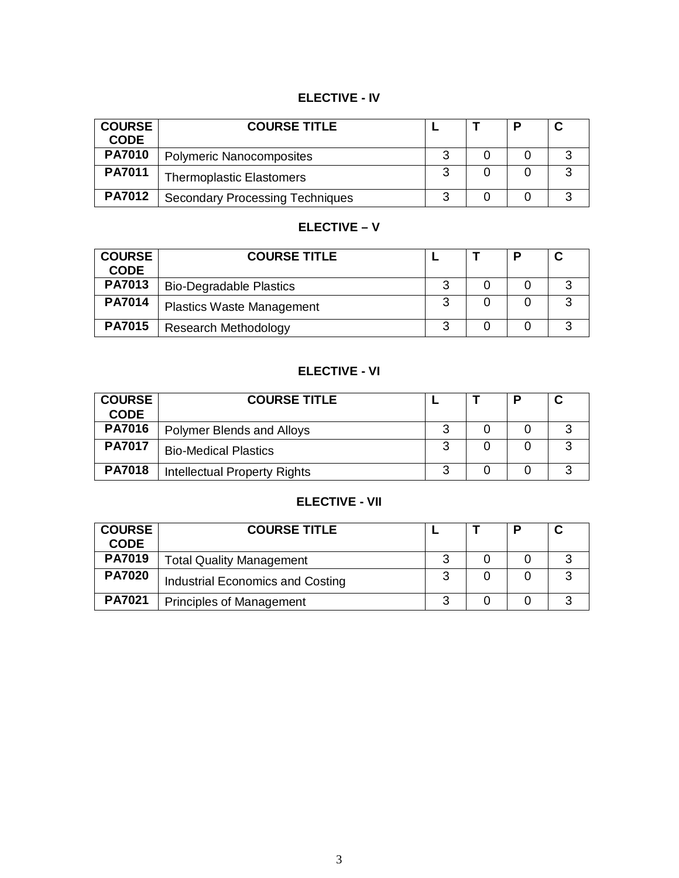## ELECTIVE - IV

| COURSE CODE | COURSE TITLE | L | T | P | C |
|---|---|---|---|---|---|
| PA7010 | Polymeric Nanocomposites | 3 | 0 | 0 | 3 |
| PA7011 | Thermoplastic Elastomers | 3 | 0 | 0 | 3 |
| PA7012 | Secondary Processing Techniques | 3 | 0 | 0 | 3 |

## ELECTIVE – V

| COURSE CODE | COURSE TITLE | L | T | P | C |
|---|---|---|---|---|---|
| PA7013 | Bio-Degradable Plastics | 3 | 0 | 0 | 3 |
| PA7014 | Plastics Waste Management | 3 | 0 | 0 | 3 |
| PA7015 | Research Methodology | 3 | 0 | 0 | 3 |

## ELECTIVE - VI

| COURSE CODE | COURSE TITLE | L | T | P | C |
|---|---|---|---|---|---|
| PA7016 | Polymer Blends and Alloys | 3 | 0 | 0 | 3 |
| PA7017 | Bio-Medical Plastics | 3 | 0 | 0 | 3 |
| PA7018 | Intellectual Property Rights | 3 | 0 | 0 | 3 |

## ELECTIVE - VII

| COURSE CODE | COURSE TITLE | L | T | P | C |
|---|---|---|---|---|---|
| PA7019 | Total Quality Management | 3 | 0 | 0 | 3 |
| PA7020 | Industrial Economics and Costing | 3 | 0 | 0 | 3 |
| PA7021 | Principles of Management | 3 | 0 | 0 | 3 |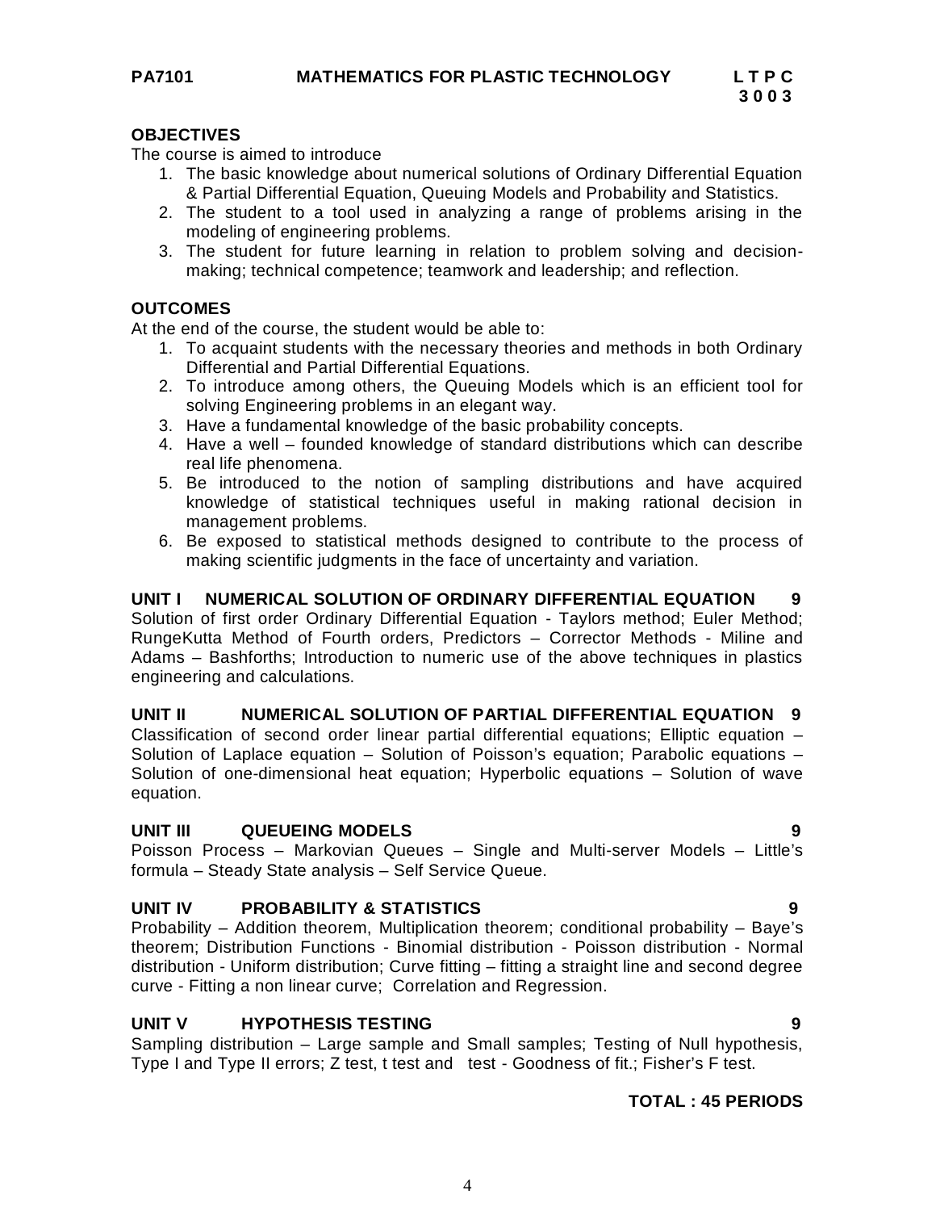**PA7101 MATHEMATICS FOR PLASTIC TECHNOLOGY**

**L T P C**
**3 0 0 3**

**OBJECTIVES**

The course is aimed to introduce

1. The basic knowledge about numerical solutions of Ordinary Differential Equation & Partial Differential Equation, Queuing Models and Probability and Statistics.
2. The student to a tool used in analyzing a range of problems arising in the modeling of engineering problems.
3. The student for future learning in relation to problem solving and decision-making; technical competence; teamwork and leadership; and reflection.

**OUTCOMES**

At the end of the course, the student would be able to:

1. To acquaint students with the necessary theories and methods in both Ordinary Differential and Partial Differential Equations.
2. To introduce among others, the Queuing Models which is an efficient tool for solving Engineering problems in an elegant way.
3. Have a fundamental knowledge of the basic probability concepts.
4. Have a well – founded knowledge of standard distributions which can describe real life phenomena.
5. Be introduced to the notion of sampling distributions and have acquired knowledge of statistical techniques useful in making rational decision in management problems.
6. Be exposed to statistical methods designed to contribute to the process of making scientific judgments in the face of uncertainty and variation.

**UNIT I NUMERICAL SOLUTION OF ORDINARY DIFFERENTIAL EQUATION 9**

Solution of first order Ordinary Differential Equation - Taylors method; Euler Method; RungeKutta Method of Fourth orders, Predictors – Corrector Methods - Miline and Adams – Bashforths; Introduction to numeric use of the above techniques in plastics engineering and calculations.

**UNIT II NUMERICAL SOLUTION OF PARTIAL DIFFERENTIAL EQUATION 9**

Classification of second order linear partial differential equations; Elliptic equation – Solution of Laplace equation – Solution of Poisson's equation; Parabolic equations – Solution of one-dimensional heat equation; Hyperbolic equations – Solution of wave equation.

**UNIT III QUEUEING MODELS 9**

Poisson Process – Markovian Queues – Single and Multi-server Models – Little's formula – Steady State analysis – Self Service Queue.

**UNIT IV PROBABILITY & STATISTICS 9**

Probability – Addition theorem, Multiplication theorem; conditional probability – Baye's theorem; Distribution Functions - Binomial distribution - Poisson distribution - Normal distribution - Uniform distribution; Curve fitting – fitting a straight line and second degree curve - Fitting a non linear curve; Correlation and Regression.

**UNIT V HYPOTHESIS TESTING 9**

Sampling distribution – Large sample and Small samples; Testing of Null hypothesis, Type I and Type II errors; Z test, t test and test - Goodness of fit.; Fisher's F test.

**TOTAL : 45 PERIODS**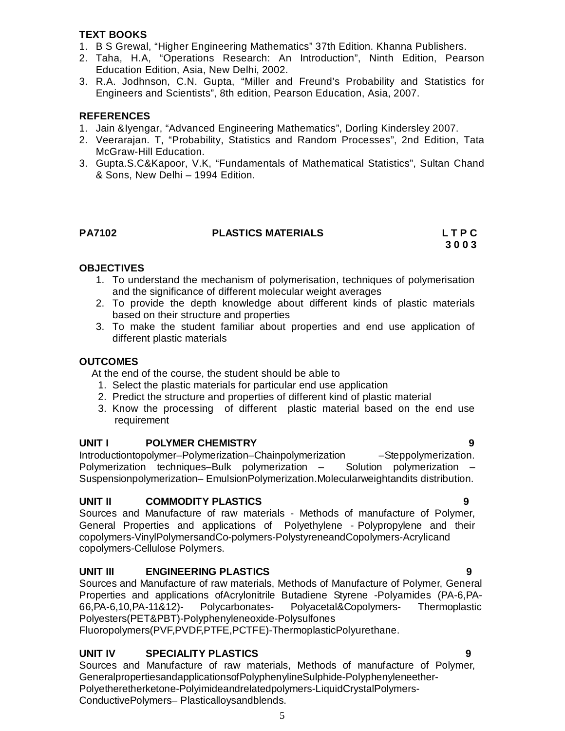**TEXT BOOKS**

1. B S Grewal, “Higher Engineering Mathematics” 37th Edition. Khanna Publishers.
2. Taha, H.A, “Operations Research: An Introduction”, Ninth Edition, Pearson Education Edition, Asia, New Delhi, 2002.
3. R.A. Jodhnson, C.N. Gupta, “Miller and Freund’s Probability and Statistics for Engineers and Scientists”, 8th edition, Pearson Education, Asia, 2007.

**REFERENCES**

1. Jain &Iyengar, “Advanced Engineering Mathematics”, Dorling Kindersley 2007.
2. Veerarajan. T, “Probability, Statistics and Random Processes”, 2nd Edition, Tata McGraw-Hill Education.
3. Gupta.S.C&Kapoor, V.K, “Fundamentals of Mathematical Statistics”, Sultan Chand & Sons, New Delhi – 1994 Edition.

## PA7102 PLASTICS MATERIALS

**L T P C**
**3 0 0 3**

**OBJECTIVES**

1. To understand the mechanism of polymerisation, techniques of polymerisation and the significance of different molecular weight averages
2. To provide the depth knowledge about different kinds of plastic materials based on their structure and properties
3. To make the student familiar about properties and end use application of different plastic materials

**OUTCOMES**

At the end of the course, the student should be able to

1. Select the plastic materials for particular end use application
2. Predict the structure and properties of different kind of plastic material
3. Know the processing of different plastic material based on the end use requirement

**UNIT I POLYMER CHEMISTRY 9**

Introductiontopolymer–Polymerization–Chainpolymerization –Steppolymerization. Polymerization techniques–Bulk polymerization – Solution polymerization – Suspensionpolymerization– EmulsionPolymerization.Molecularweightandits distribution.

**UNIT II COMMODITY PLASTICS 9**

Sources and Manufacture of raw materials - Methods of manufacture of Polymer, General Properties and applications of Polyethylene - Polypropylene and their copolymers-VinylPolymersandCo-polymers-PolystyreneandCopolymers-Acrylicand copolymers-Cellulose Polymers.

**UNIT III ENGINEERING PLASTICS 9**

Sources and Manufacture of raw materials, Methods of Manufacture of Polymer, General Properties and applications ofAcrylonitrile Butadiene Styrene -Polyamides (PA-6,PA-66,PA-6,10,PA-11&12)- Polycarbonates- Polyacetal&Copolymers- Thermoplastic Polyesters(PET&PBT)-Polyphenyleneoxide-Polysulfones Fluoropolymers(PVF,PVDF,PTFE,PCTFE)-ThermoplasticPolyurethane.

**UNIT IV SPECIALITY PLASTICS 9**

Sources and Manufacture of raw materials, Methods of manufacture of Polymer, GeneralpropertiesandapplicationsofPolyphenylineSulphide-Polyphenyleneether-Polyetheretherketone-Polyimideandrelatedpolymers-LiquidCrystalPolymers-ConductivePolymers– Plasticalloysandblends.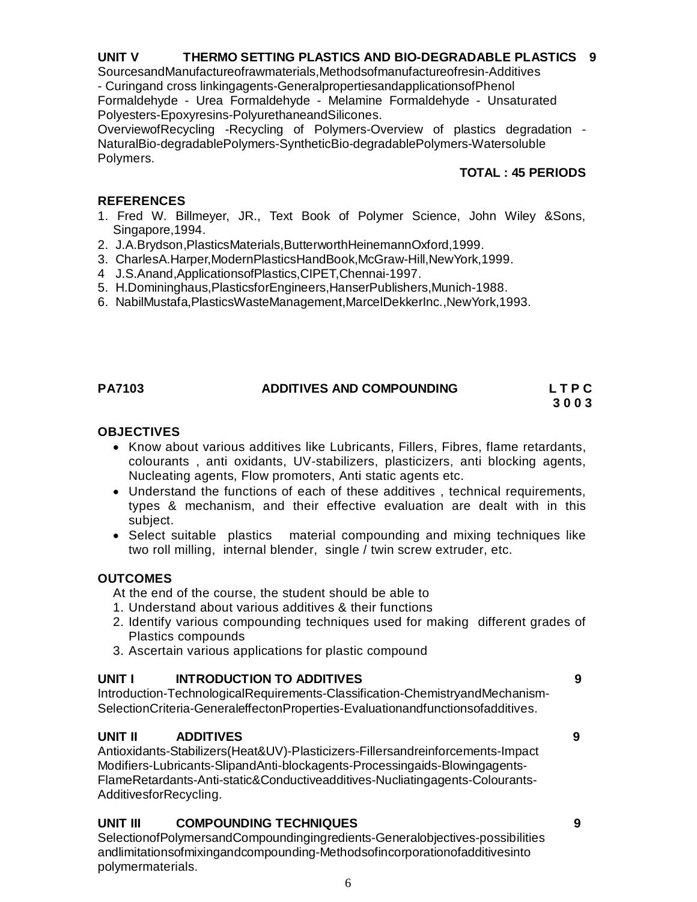**UNIT V THERMO SETTING PLASTICS AND BIO-DEGRADABLE PLASTICS 9**

SourcesandManufactureofrawmaterials,Methodsofmanufactureofresin-Additives - Curingand cross linkingagents-GeneralpropertiesandapplicationsofPhenol Formaldehyde - Urea Formaldehyde - Melamine Formaldehyde - Unsaturated Polyesters-Epoxyresins-PolyurethaneandSilicones.
OverviewofRecycling -Recycling of Polymers-Overview of plastics degradation - NaturalBio-degradablePolymers-SyntheticBio-degradablePolymers-Watersoluble Polymers.

**TOTAL : 45 PERIODS**

**REFERENCES**

1. Fred W. Billmeyer, JR., Text Book of Polymer Science, John Wiley &Sons, Singapore,1994.
2. J.A.Brydson,PlasticsMaterials,ButterworthHeinemannOxford,1999.
3. CharlesA.Harper,ModernPlasticsHandBook,McGraw-Hill,NewYork,1999.
4. J.S.Anand,ApplicationsofPlastics,CIPET,Chennai-1997.
5. H.Domininghaus,PlasticsforEngineers,HanserPublishers,Munich-1988.
6. NabilMustafa,PlasticsWasteManagement,MarcelDekkerInc.,NewYork,1993.

**PA7103 ADDITIVES AND COMPOUNDING L T P C**
**3 0 0 3**

**OBJECTIVES**

- Know about various additives like Lubricants, Fillers, Fibres, flame retardants, colourants , anti oxidants, UV-stabilizers, plasticizers, anti blocking agents, Nucleating agents, Flow promoters, Anti static agents etc.
- Understand the functions of each of these additives , technical requirements, types & mechanism, and their effective evaluation are dealt with in this subject.
- Select suitable plastics material compounding and mixing techniques like two roll milling, internal blender, single / twin screw extruder, etc.

**OUTCOMES**

At the end of the course, the student should be able to

1. Understand about various additives & their functions
2. Identify various compounding techniques used for making different grades of Plastics compounds
3. Ascertain various applications for plastic compound

**UNIT I INTRODUCTION TO ADDITIVES 9**

Introduction-TechnologicalRequirements-Classification-ChemistryandMechanism-SelectionCriteria-GeneraleffectonProperties-Evaluationandfunctionsofadditives.

**UNIT II ADDITIVES 9**

Antioxidants-Stabilizers(Heat&UV)-Plasticizers-Fillersandreinforcements-Impact Modifiers-Lubricants-SlipandAnti-blockagents-Processingaids-Blowingagents-FlameRetardants-Anti-static&Conductiveadditives-Nucliatingagents-Colourants-AdditivesforRecycling.

**UNIT III COMPOUNDING TECHNIQUES 9**

SelectionofPolymersandCompoundingingredients-Generalobjectives-possibilities andlimitationsofmixingandcompounding-Methodsofincorporationofadditivesinto polymermaterials.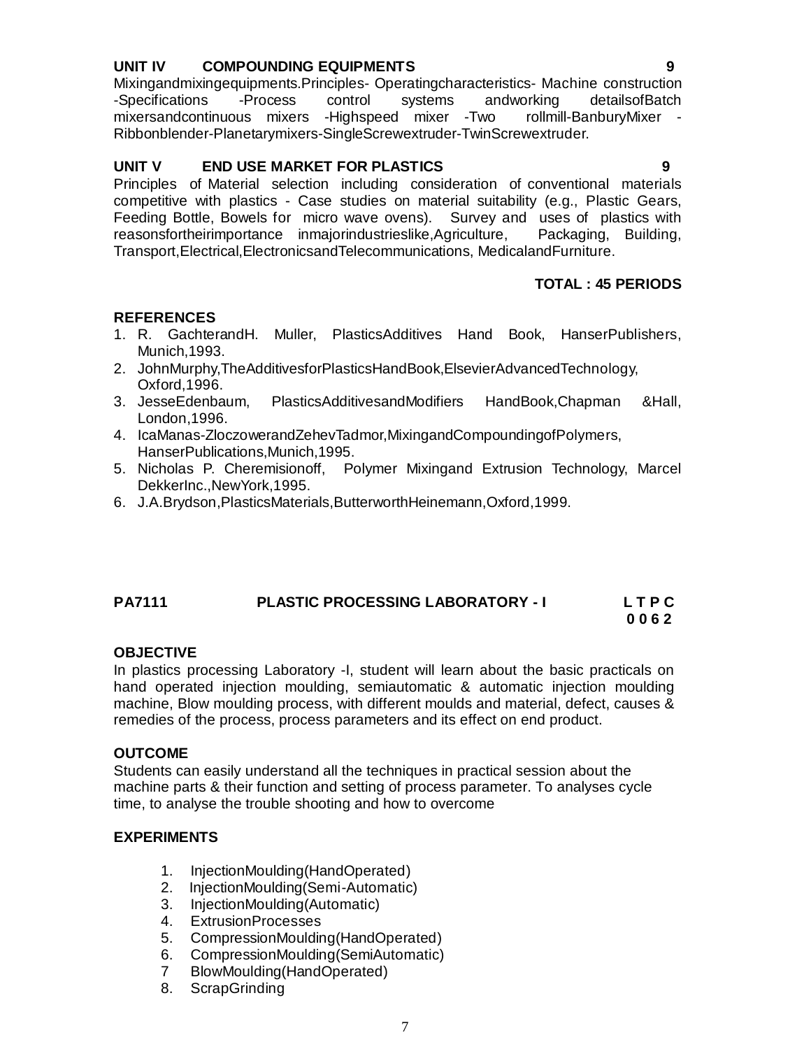**UNIT IV COMPOUNDING EQUIPMENTS 9**

Mixingandmixingequipments.Principles- Operatingcharacteristics- Machine construction -Specifications -Process control systems andworking detailsofBatch mixersandcontinuous mixers -Highspeed mixer -Two rollmill-BanburyMixer -Ribbonblender-Planetarymixers-SingleScrewextruder-TwinScrewextruder.

**UNIT V END USE MARKET FOR PLASTICS 9**

Principles of Material selection including consideration of conventional materials competitive with plastics - Case studies on material suitability (e.g., Plastic Gears, Feeding Bottle, Bowels for micro wave ovens). Survey and uses of plastics with reasonsfortheirimportance inmajorindustrieslike,Agriculture, Packaging, Building, Transport,Electrical,ElectronicsandTelecommunications, MedicalandFurniture.

**TOTAL : 45 PERIODS**

**REFERENCES**

1. R. GachterandH. Muller, PlasticsAdditives Hand Book, HanserPublishers, Munich,1993.
2. JohnMurphy,TheAdditivesforPlasticsHandBook,ElsevierAdvancedTechnology, Oxford,1996.
3. JesseEdenbaum, PlasticsAdditivesandModifiers HandBook,Chapman &Hall, London,1996.
4. IcaManas-ZloczowerandZehevTadmor,MixingandCompoundingofPolymers, HanserPublications,Munich,1995.
5. Nicholas P. Cheremisionoff, Polymer Mixingand Extrusion Technology, Marcel DekkerInc.,NewYork,1995.
6. J.A.Brydson,PlasticsMaterials,ButterworthHeinemann,Oxford,1999.

**PA7111 PLASTIC PROCESSING LABORATORY - I L T P C**
**0 0 6 2**

**OBJECTIVE**

In plastics processing Laboratory -I, student will learn about the basic practicals on hand operated injection moulding, semiautomatic & automatic injection moulding machine, Blow moulding process, with different moulds and material, defect, causes & remedies of the process, process parameters and its effect on end product.

**OUTCOME**

Students can easily understand all the techniques in practical session about the machine parts & their function and setting of process parameter. To analyses cycle time, to analyse the trouble shooting and how to overcome

**EXPERIMENTS**

1. InjectionMoulding(HandOperated)
2. InjectionMoulding(Semi-Automatic)
3. InjectionMoulding(Automatic)
4. ExtrusionProcesses
5. CompressionMoulding(HandOperated)
6. CompressionMoulding(SemiAutomatic)
7. BlowMoulding(HandOperated)
8. ScrapGrinding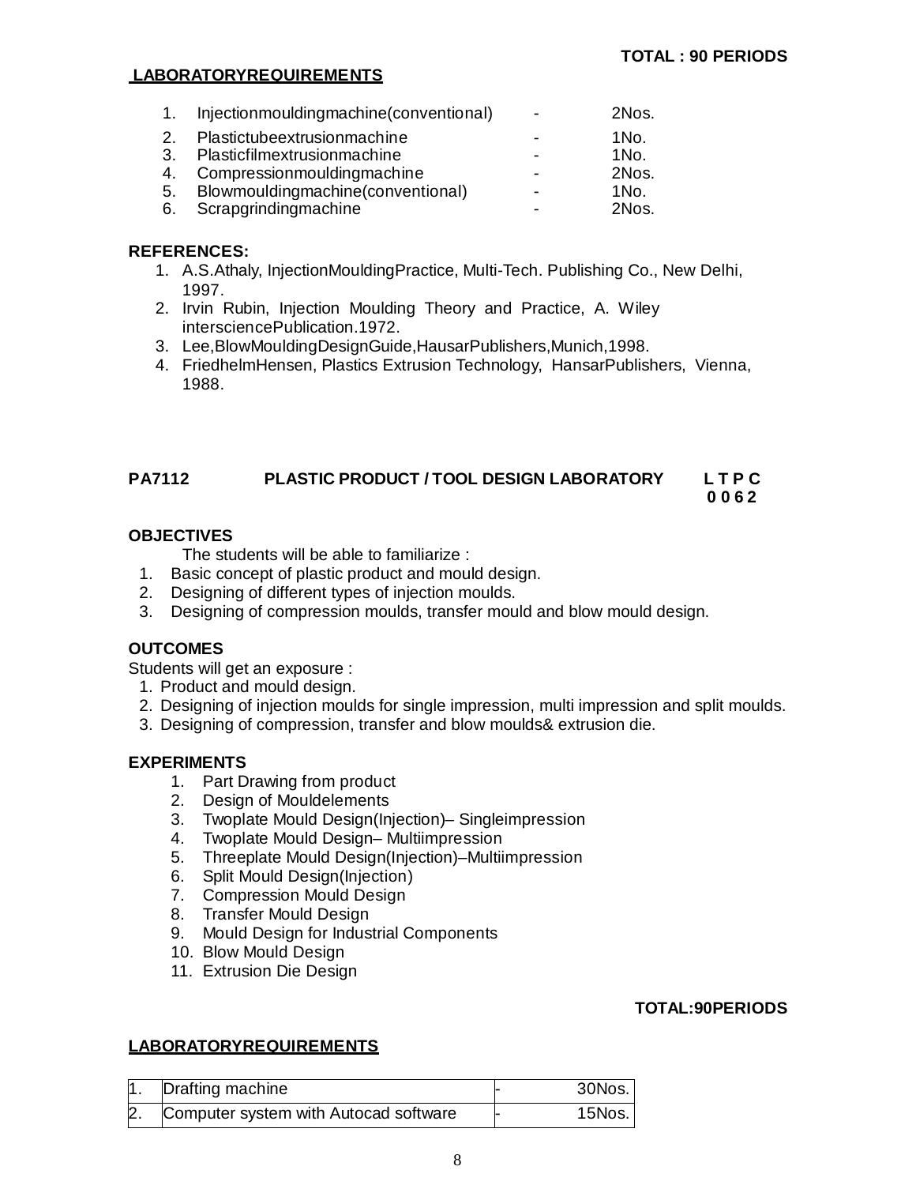**TOTAL : 90 PERIODS**

**LABORATORYREQUIREMENTS**

| | | | |
|---|---|---|---|
| 1. | Injectionmouldingmachine(conventional) | - | 2Nos. |
| 2. | Plastictubeextrusionmachine | - | 1No. |
| 3. | Plasticfilmextrusionmachine | - | 1No. |
| 4. | Compressionmouldingmachine | - | 2Nos. |
| 5. | Blowmouldingmachine(conventional) | - | 1No. |
| 6. | Scrapgrindingmachine | - | 2Nos. |

**REFERENCES:**

1. A.S.Athaly, InjectionMouldingPractice, Multi-Tech. Publishing Co., New Delhi, 1997.
2. Irvin Rubin, Injection Moulding Theory and Practice, A. Wiley intersciencePublication.1972.
3. Lee,BlowMouldingDesignGuide,HausarPublishers,Munich,1998.
4. FriedhelmHensen, Plastics Extrusion Technology, HansarPublishers, Vienna, 1988.

## PA7112 PLASTIC PRODUCT / TOOL DESIGN LABORATORY

**L T P C**
**0 0 6 2**

**OBJECTIVES**

The students will be able to familiarize :

1. Basic concept of plastic product and mould design.
2. Designing of different types of injection moulds.
3. Designing of compression moulds, transfer mould and blow mould design.

**OUTCOMES**

Students will get an exposure :

1. Product and mould design.
2. Designing of injection moulds for single impression, multi impression and split moulds.
3. Designing of compression, transfer and blow moulds& extrusion die.

**EXPERIMENTS**

1. Part Drawing from product
2. Design of Mouldelements
3. Twoplate Mould Design(Injection)– Singleimpression
4. Twoplate Mould Design– Multiimpression
5. Threeplate Mould Design(Injection)–Multiimpression
6. Split Mould Design(Injection)
7. Compression Mould Design
8. Transfer Mould Design
9. Mould Design for Industrial Components
10. Blow Mould Design
11. Extrusion Die Design

**TOTAL:90PERIODS**

**LABORATORYREQUIREMENTS**

| | | | |
|---|---|---|---|
| 1. | Drafting machine | - | 30Nos. |
| 2. | Computer system with Autocad software | - | 15Nos. |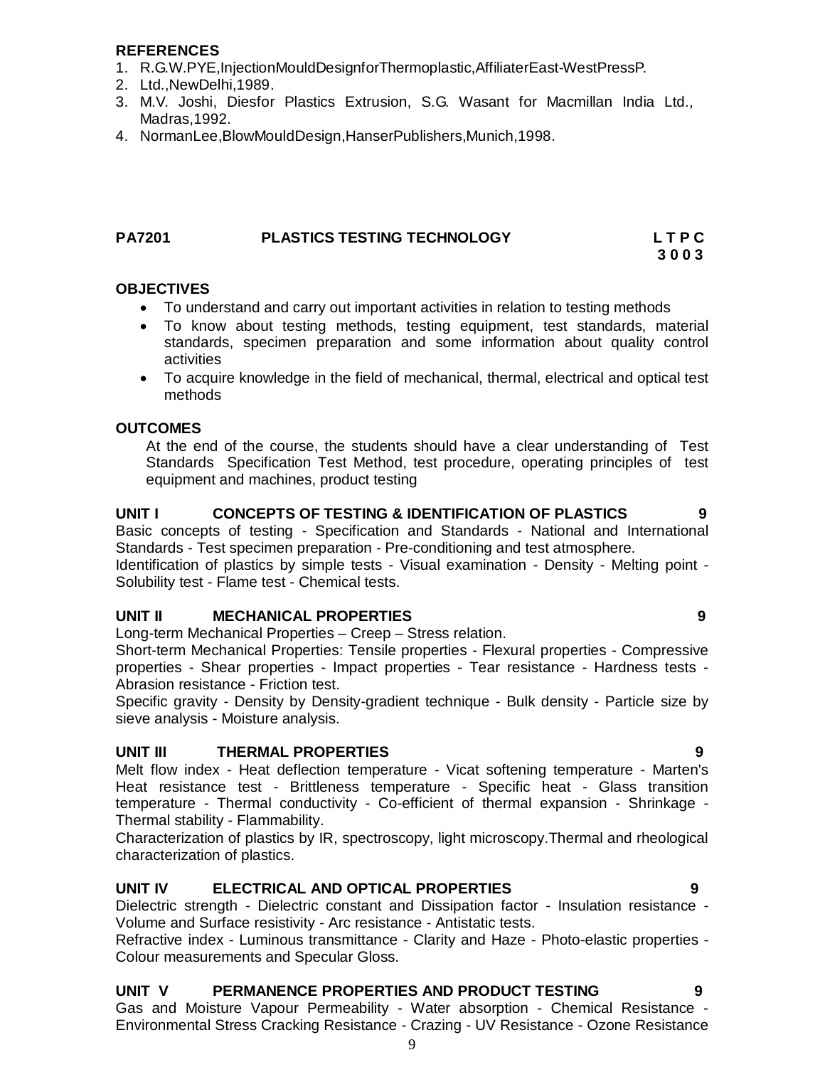**REFERENCES**

1. R.G.W.PYE,InjectionMouldDesignforThermoplastic,AffiliaterEast-WestPressP.
2. Ltd.,NewDelhi,1989.
3. M.V. Joshi, Diesfor Plastics Extrusion, S.G. Wasant for Macmillan India Ltd., Madras,1992.
4. NormanLee,BlowMouldDesign,HanserPublishers,Munich,1998.

## PA7201 PLASTICS TESTING TECHNOLOGY L T P C 3 0 0 3

**OBJECTIVES**

- To understand and carry out important activities in relation to testing methods
- To know about testing methods, testing equipment, test standards, material standards, specimen preparation and some information about quality control activities
- To acquire knowledge in the field of mechanical, thermal, electrical and optical test methods

**OUTCOMES**

At the end of the course, the students should have a clear understanding of Test Standards Specification Test Method, test procedure, operating principles of test equipment and machines, product testing

**UNIT I CONCEPTS OF TESTING & IDENTIFICATION OF PLASTICS 9**

Basic concepts of testing - Specification and Standards - National and International Standards - Test specimen preparation - Pre-conditioning and test atmosphere.
Identification of plastics by simple tests - Visual examination - Density - Melting point - Solubility test - Flame test - Chemical tests.

**UNIT II MECHANICAL PROPERTIES 9**

Long-term Mechanical Properties – Creep – Stress relation.
Short-term Mechanical Properties: Tensile properties - Flexural properties - Compressive properties - Shear properties - Impact properties - Tear resistance - Hardness tests - Abrasion resistance - Friction test.
Specific gravity - Density by Density-gradient technique - Bulk density - Particle size by sieve analysis - Moisture analysis.

**UNIT III THERMAL PROPERTIES 9**

Melt flow index - Heat deflection temperature - Vicat softening temperature - Marten's Heat resistance test - Brittleness temperature - Specific heat - Glass transition temperature - Thermal conductivity - Co-efficient of thermal expansion - Shrinkage - Thermal stability - Flammability.
Characterization of plastics by IR, spectroscopy, light microscopy.Thermal and rheological characterization of plastics.

**UNIT IV ELECTRICAL AND OPTICAL PROPERTIES 9**

Dielectric strength - Dielectric constant and Dissipation factor - Insulation resistance - Volume and Surface resistivity - Arc resistance - Antistatic tests.
Refractive index - Luminous transmittance - Clarity and Haze - Photo-elastic properties - Colour measurements and Specular Gloss.

**UNIT V PERMANENCE PROPERTIES AND PRODUCT TESTING 9**

Gas and Moisture Vapour Permeability - Water absorption - Chemical Resistance - Environmental Stress Cracking Resistance - Crazing - UV Resistance - Ozone Resistance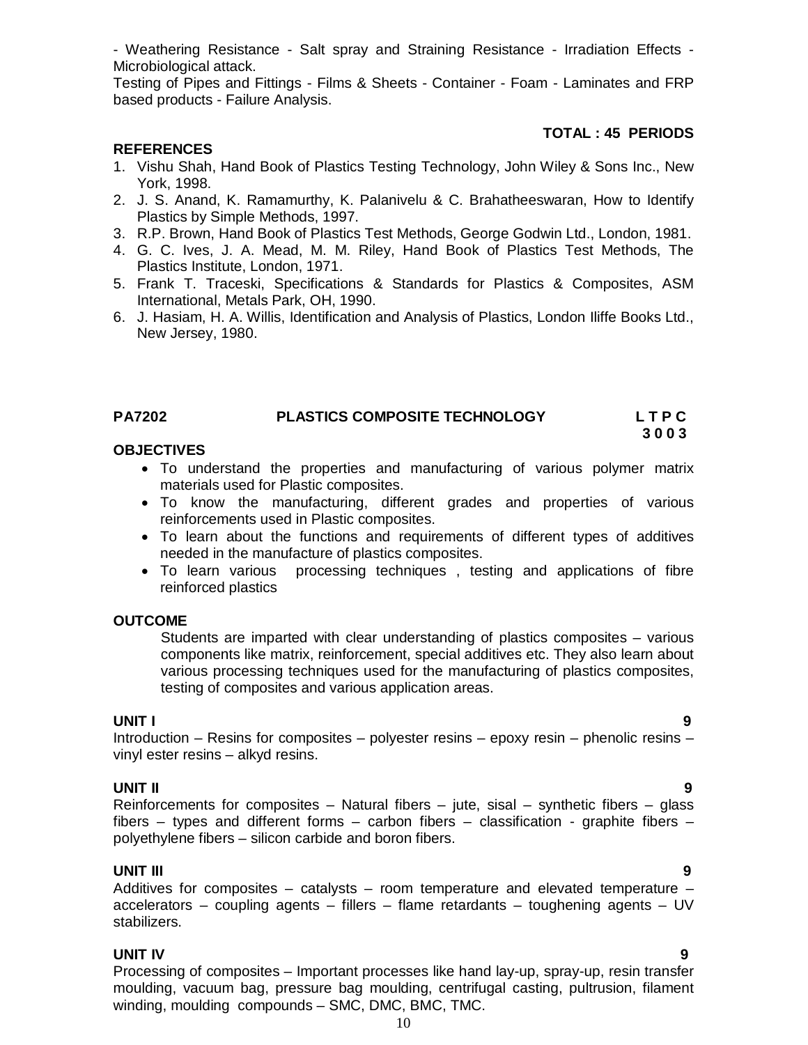- Weathering Resistance - Salt spray and Straining Resistance - Irradiation Effects - Microbiological attack.
Testing of Pipes and Fittings - Films & Sheets - Container - Foam - Laminates and FRP based products - Failure Analysis.

**TOTAL : 45 PERIODS**

**REFERENCES**

1. Vishu Shah, Hand Book of Plastics Testing Technology, John Wiley & Sons Inc., New York, 1998.
2. J. S. Anand, K. Ramamurthy, K. Palanivelu & C. Brahatheeswaran, How to Identify Plastics by Simple Methods, 1997.
3. R.P. Brown, Hand Book of Plastics Test Methods, George Godwin Ltd., London, 1981.
4. G. C. Ives, J. A. Mead, M. M. Riley, Hand Book of Plastics Test Methods, The Plastics Institute, London, 1971.
5. Frank T. Traceski, Specifications & Standards for Plastics & Composites, ASM International, Metals Park, OH, 1990.
6. J. Hasiam, H. A. Willis, Identification and Analysis of Plastics, London Iliffe Books Ltd., New Jersey, 1980.

## PA7202 PLASTICS COMPOSITE TECHNOLOGY

**L T P C**
**3 0 0 3**

**OBJECTIVES**

- To understand the properties and manufacturing of various polymer matrix materials used for Plastic composites.
- To know the manufacturing, different grades and properties of various reinforcements used in Plastic composites.
- To learn about the functions and requirements of different types of additives needed in the manufacture of plastics composites.
- To learn various processing techniques , testing and applications of fibre reinforced plastics

**OUTCOME**

Students are imparted with clear understanding of plastics composites – various components like matrix, reinforcement, special additives etc. They also learn about various processing techniques used for the manufacturing of plastics composites, testing of composites and various application areas.

**UNIT I 9**

Introduction – Resins for composites – polyester resins – epoxy resin – phenolic resins – vinyl ester resins – alkyd resins.

**UNIT II 9**

Reinforcements for composites – Natural fibers – jute, sisal – synthetic fibers – glass fibers – types and different forms – carbon fibers – classification - graphite fibers – polyethylene fibers – silicon carbide and boron fibers.

**UNIT III 9**

Additives for composites – catalysts – room temperature and elevated temperature – accelerators – coupling agents – fillers – flame retardants – toughening agents – UV stabilizers.

**UNIT IV 9**

Processing of composites – Important processes like hand lay-up, spray-up, resin transfer moulding, vacuum bag, pressure bag moulding, centrifugal casting, pultrusion, filament winding, moulding compounds – SMC, DMC, BMC, TMC.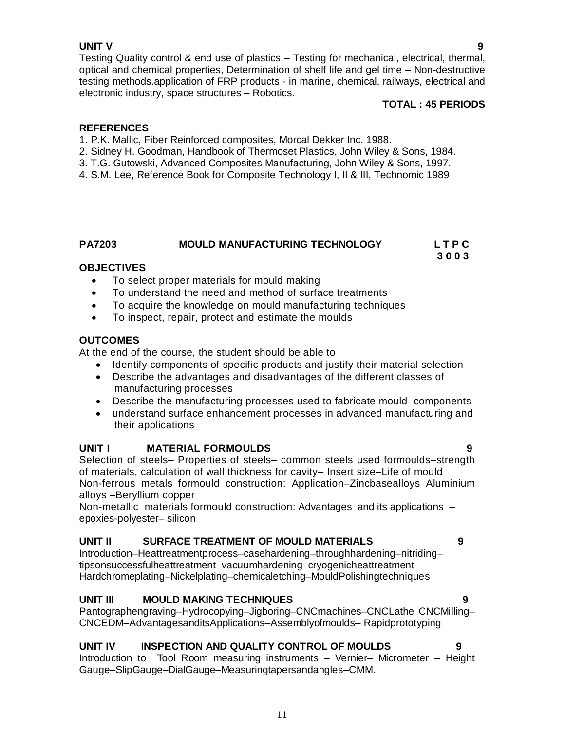**UNIT V 9**

Testing Quality control & end use of plastics – Testing for mechanical, electrical, thermal, optical and chemical properties, Determination of shelf life and gel time – Non-destructive testing methods.application of FRP products - in marine, chemical, railways, electrical and electronic industry, space structures – Robotics.

**TOTAL : 45 PERIODS**

**REFERENCES**

1. P.K. Mallic, Fiber Reinforced composites, Morcal Dekker Inc. 1988.
2. Sidney H. Goodman, Handbook of Thermoset Plastics, John Wiley & Sons, 1984.
3. T.G. Gutowski, Advanced Composites Manufacturing, John Wiley & Sons, 1997.
4. S.M. Lee, Reference Book for Composite Technology I, II & III, Technomic 1989

## PA7203 MOULD MANUFACTURING TECHNOLOGY

**L T P C**
**3 0 0 3**

**OBJECTIVES**

- To select proper materials for mould making
- To understand the need and method of surface treatments
- To acquire the knowledge on mould manufacturing techniques
- To inspect, repair, protect and estimate the moulds

**OUTCOMES**

At the end of the course, the student should be able to

- Identify components of specific products and justify their material selection
- Describe the advantages and disadvantages of the different classes of manufacturing processes
- Describe the manufacturing processes used to fabricate mould components
- understand surface enhancement processes in advanced manufacturing and their applications

**UNIT I MATERIAL FORMOULDS 9**

Selection of steels– Properties of steels– common steels used formoulds–strength of materials, calculation of wall thickness for cavity– Insert size–Life of mould
Non-ferrous metals formould construction: Application–Zincbasealloys Aluminium alloys –Beryllium copper
Non-metallic materials formould construction: Advantages and its applications – epoxies-polyester– silicon

**UNIT II SURFACE TREATMENT OF MOULD MATERIALS 9**

Introduction–Heattreatmentprocess–casehardening–throughhardening–nitriding–tipsonsuccessfulheattreatment–vacuumhardening–cryogenicheattreatment Hardchromeplating–Nickelplating–chemicaletching–MouldPolishingtechniques

**UNIT III MOULD MAKING TECHNIQUES 9**

Pantographengraving–Hydrocopying–Jigboring–CNCmachines–CNCLathe CNCMilling–CNCEDM–AdvantagesanditsApplications–Assemblyofmoulds– Rapidprototyping

**UNIT IV INSPECTION AND QUALITY CONTROL OF MOULDS 9**

Introduction to Tool Room measuring instruments – Vernier– Micrometer – Height Gauge–SlipGauge–DialGauge–Measuringtapersandangles–CMM.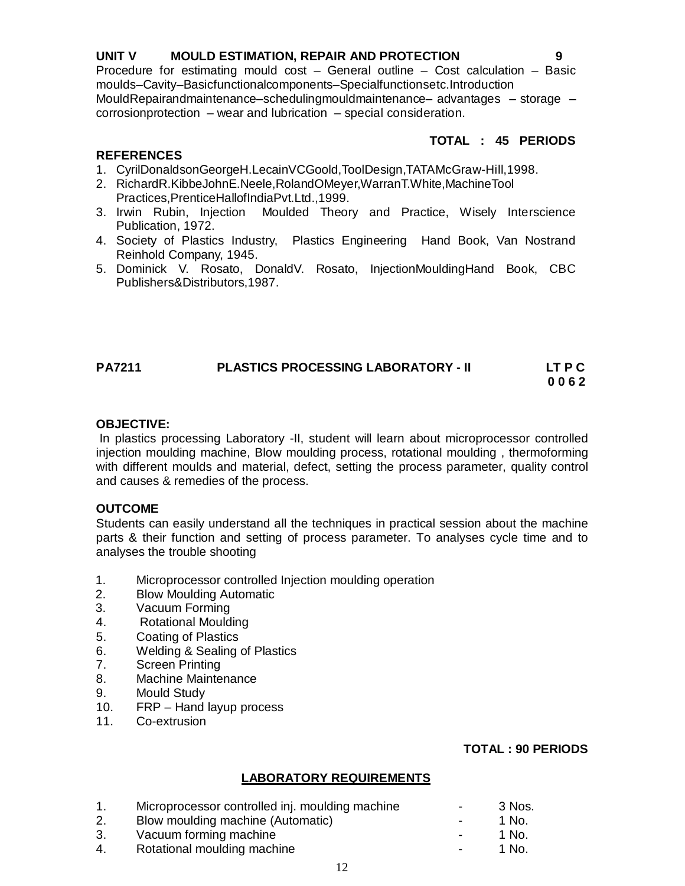**UNIT V MOULD ESTIMATION, REPAIR AND PROTECTION 9**

Procedure for estimating mould cost – General outline – Cost calculation – Basic moulds–Cavity–Basicfunctionalcomponents–Specialfunctionsetc.Introduction MouldRepairandmaintenance–schedulingmouldmaintenance– advantages – storage – corrosionprotection – wear and lubrication – special consideration.

**TOTAL : 45 PERIODS**

**REFERENCES**

1. CyrilDonaldsonGeorgeH.LecainVCGoold,ToolDesign,TATAMcGraw-Hill,1998.
2. RichardR.KibbeJohnE.Neele,RolandOMeyer,WarranT.White,MachineTool Practices,PrenticeHallofIndiaPvt.Ltd.,1999.
3. Irwin Rubin, Injection Moulded Theory and Practice, Wisely Interscience Publication, 1972.
4. Society of Plastics Industry, Plastics Engineering Hand Book, Van Nostrand Reinhold Company, 1945.
5. Dominick V. Rosato, DonaldV. Rosato, InjectionMouldingHand Book, CBC Publishers&Distributors,1987.

**PA7211 PLASTICS PROCESSING LABORATORY - II LT P C**
**0 0 6 2**

**OBJECTIVE:**

In plastics processing Laboratory -II, student will learn about microprocessor controlled injection moulding machine, Blow moulding process, rotational moulding , thermoforming with different moulds and material, defect, setting the process parameter, quality control and causes & remedies of the process.

**OUTCOME**

Students can easily understand all the techniques in practical session about the machine parts & their function and setting of process parameter. To analyses cycle time and to analyses the trouble shooting

1. Microprocessor controlled Injection moulding operation
2. Blow Moulding Automatic
3. Vacuum Forming
4. Rotational Moulding
5. Coating of Plastics
6. Welding & Sealing of Plastics
7. Screen Printing
8. Machine Maintenance
9. Mould Study
10. FRP – Hand layup process
11. Co-extrusion

**TOTAL : 90 PERIODS**

**LABORATORY REQUIREMENTS**

1. Microprocessor controlled inj. moulding machine - 3 Nos.
2. Blow moulding machine (Automatic) - 1 No.
3. Vacuum forming machine - 1 No.
4. Rotational moulding machine - 1 No.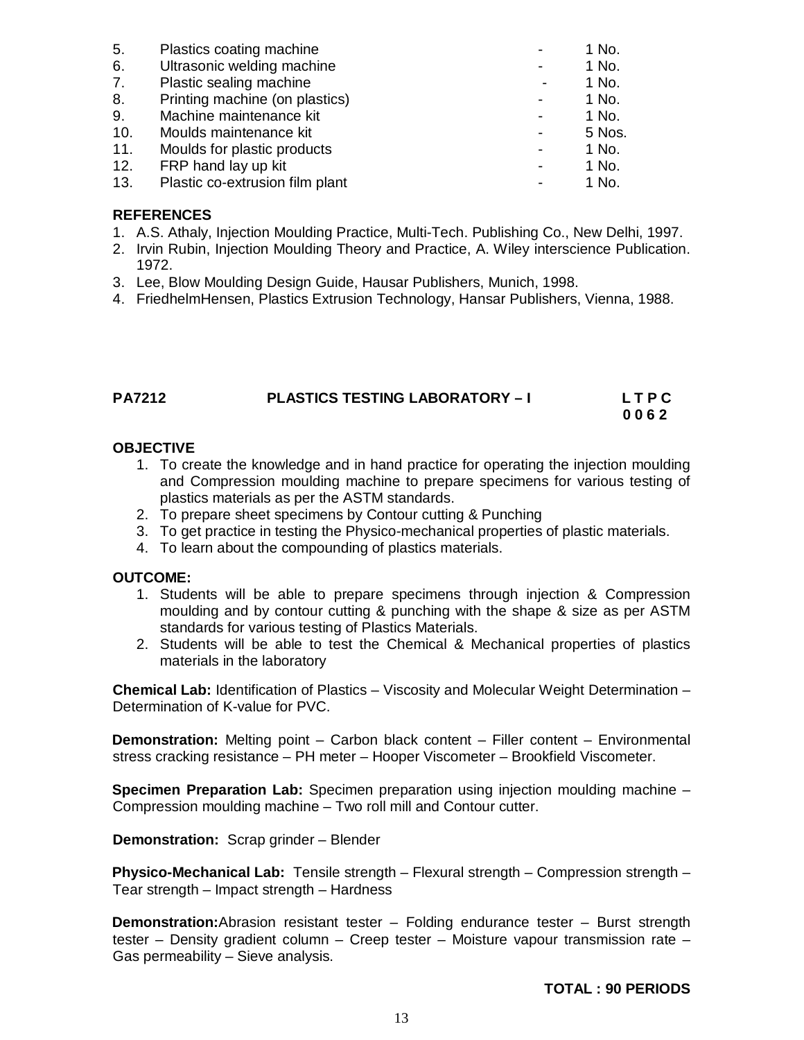5. Plastics coating machine - 1 No.
6. Ultrasonic welding machine - 1 No.
7. Plastic sealing machine - 1 No.
8. Printing machine (on plastics) - 1 No.
9. Machine maintenance kit - 1 No.
10. Moulds maintenance kit - 5 Nos.
11. Moulds for plastic products - 1 No.
12. FRP hand lay up kit - 1 No.
13. Plastic co-extrusion film plant - 1 No.

**REFERENCES**

1. A.S. Athaly, Injection Moulding Practice, Multi-Tech. Publishing Co., New Delhi, 1997.
2. Irvin Rubin, Injection Moulding Theory and Practice, A. Wiley interscience Publication. 1972.
3. Lee, Blow Moulding Design Guide, Hausar Publishers, Munich, 1998.
4. FriedhelmHensen, Plastics Extrusion Technology, Hansar Publishers, Vienna, 1988.

## PA7212 PLASTICS TESTING LABORATORY – I

**L T P C**
**0 0 6 2**

**OBJECTIVE**

1. To create the knowledge and in hand practice for operating the injection moulding and Compression moulding machine to prepare specimens for various testing of plastics materials as per the ASTM standards.
2. To prepare sheet specimens by Contour cutting & Punching
3. To get practice in testing the Physico-mechanical properties of plastic materials.
4. To learn about the compounding of plastics materials.

**OUTCOME:**

1. Students will be able to prepare specimens through injection & Compression moulding and by contour cutting & punching with the shape & size as per ASTM standards for various testing of Plastics Materials.
2. Students will be able to test the Chemical & Mechanical properties of plastics materials in the laboratory

**Chemical Lab:** Identification of Plastics – Viscosity and Molecular Weight Determination – Determination of K-value for PVC.

**Demonstration:** Melting point – Carbon black content – Filler content – Environmental stress cracking resistance – PH meter – Hooper Viscometer – Brookfield Viscometer.

**Specimen Preparation Lab:** Specimen preparation using injection moulding machine – Compression moulding machine – Two roll mill and Contour cutter.

**Demonstration:** Scrap grinder – Blender

**Physico-Mechanical Lab:** Tensile strength – Flexural strength – Compression strength – Tear strength – Impact strength – Hardness

**Demonstration:**Abrasion resistant tester – Folding endurance tester – Burst strength tester – Density gradient column – Creep tester – Moisture vapour transmission rate – Gas permeability – Sieve analysis.

**TOTAL : 90 PERIODS**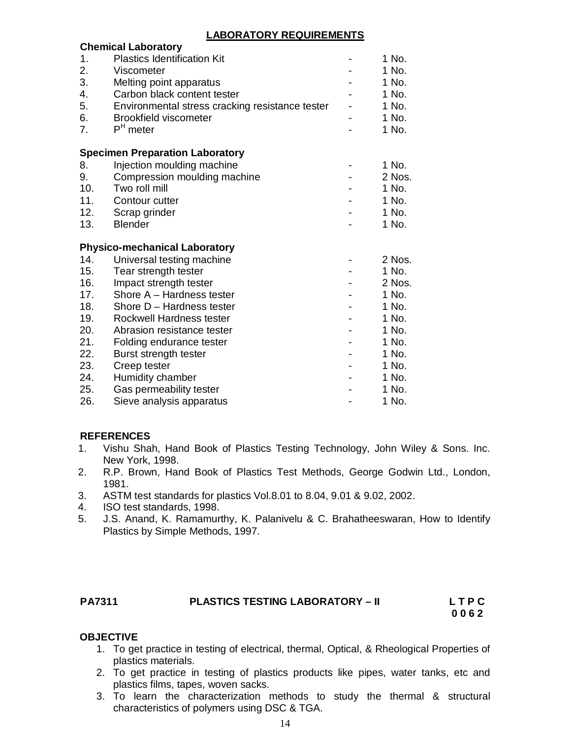## LABORATORY REQUIREMENTS

**Chemical Laboratory**

| | | | |
|---|---|---|---|
| 1. | Plastics Identification Kit | - | 1 No. |
| 2. | Viscometer | - | 1 No. |
| 3. | Melting point apparatus | - | 1 No. |
| 4. | Carbon black content tester | - | 1 No. |
| 5. | Environmental stress cracking resistance tester | - | 1 No. |
| 6. | Brookfield viscometer | - | 1 No. |
| 7. | $P^H$ meter | - | 1 No. |

**Specimen Preparation Laboratory**

| | | | |
|---|---|---|---|
| 8. | Injection moulding machine | - | 1 No. |
| 9. | Compression moulding machine | - | 2 Nos. |
| 10. | Two roll mill | - | 1 No. |
| 11. | Contour cutter | - | 1 No. |
| 12. | Scrap grinder | - | 1 No. |
| 13. | Blender | - | 1 No. |

**Physico-mechanical Laboratory**

| | | | |
|---|---|---|---|
| 14. | Universal testing machine | - | 2 Nos. |
| 15. | Tear strength tester | - | 1 No. |
| 16. | Impact strength tester | - | 2 Nos. |
| 17. | Shore A – Hardness tester | - | 1 No. |
| 18. | Shore D – Hardness tester | - | 1 No. |
| 19. | Rockwell Hardness tester | - | 1 No. |
| 20. | Abrasion resistance tester | - | 1 No. |
| 21. | Folding endurance tester | - | 1 No. |
| 22. | Burst strength tester | - | 1 No. |
| 23. | Creep tester | - | 1 No. |
| 24. | Humidity chamber | - | 1 No. |
| 25. | Gas permeability tester | - | 1 No. |
| 26. | Sieve analysis apparatus | - | 1 No. |

**REFERENCES**

1. Vishu Shah, Hand Book of Plastics Testing Technology, John Wiley & Sons. Inc. New York, 1998.
2. R.P. Brown, Hand Book of Plastics Test Methods, George Godwin Ltd., London, 1981.
3. ASTM test standards for plastics Vol.8.01 to 8.04, 9.01 & 9.02, 2002.
4. ISO test standards, 1998.
5. J.S. Anand, K. Ramamurthy, K. Palanivelu & C. Brahatheeswaran, How to Identify Plastics by Simple Methods, 1997.

**PA7311 PLASTICS TESTING LABORATORY – II** **L T P C**
**0 0 6 2**

**OBJECTIVE**

1. To get practice in testing of electrical, thermal, Optical, & Rheological Properties of plastics materials.
2. To get practice in testing of plastics products like pipes, water tanks, etc and plastics films, tapes, woven sacks.
3. To learn the characterization methods to study the thermal & structural characteristics of polymers using DSC & TGA.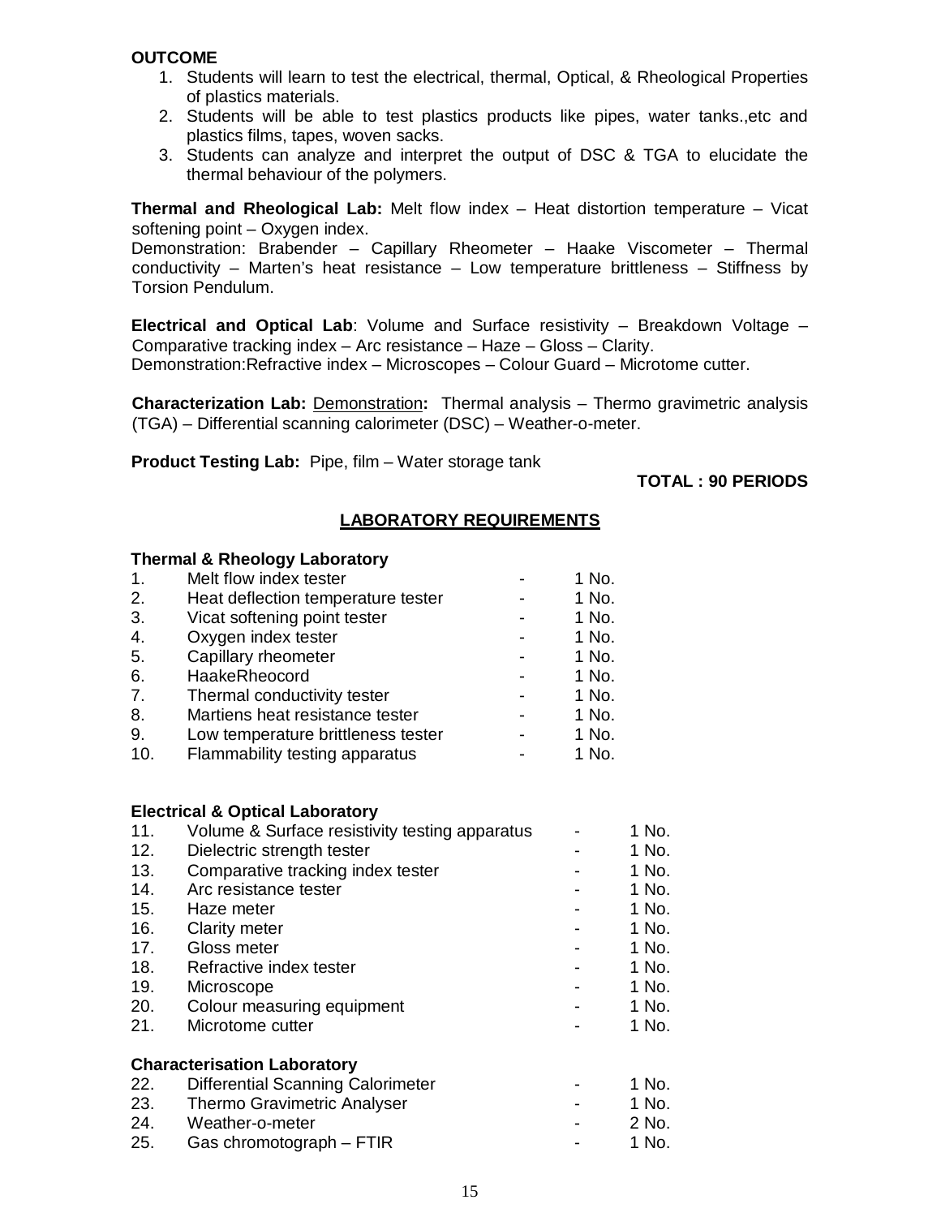**OUTCOME**

1. Students will learn to test the electrical, thermal, Optical, & Rheological Properties of plastics materials.
2. Students will be able to test plastics products like pipes, water tanks.,etc and plastics films, tapes, woven sacks.
3. Students can analyze and interpret the output of DSC & TGA to elucidate the thermal behaviour of the polymers.

**Thermal and Rheological Lab:** Melt flow index – Heat distortion temperature – Vicat softening point – Oxygen index.
Demonstration: Brabender – Capillary Rheometer – Haake Viscometer – Thermal conductivity – Marten's heat resistance – Low temperature brittleness – Stiffness by Torsion Pendulum.

**Electrical and Optical Lab**: Volume and Surface resistivity – Breakdown Voltage – Comparative tracking index – Arc resistance – Haze – Gloss – Clarity.
Demonstration:Refractive index – Microscopes – Colour Guard – Microtome cutter.

**Characterization Lab:** Demonstration**:** Thermal analysis – Thermo gravimetric analysis (TGA) – Differential scanning calorimeter (DSC) – Weather-o-meter.

**Product Testing Lab:** Pipe, film – Water storage tank

**TOTAL : 90 PERIODS**

## LABORATORY REQUIREMENTS

**Thermal & Rheology Laboratory**

| | | | |
|---|---|---|---|
| 1. | Melt flow index tester | - | 1 No. |
| 2. | Heat deflection temperature tester | - | 1 No. |
| 3. | Vicat softening point tester | - | 1 No. |
| 4. | Oxygen index tester | - | 1 No. |
| 5. | Capillary rheometer | - | 1 No. |
| 6. | HaakeRheocord | - | 1 No. |
| 7. | Thermal conductivity tester | - | 1 No. |
| 8. | Martiens heat resistance tester | - | 1 No. |
| 9. | Low temperature brittleness tester | - | 1 No. |
| 10. | Flammability testing apparatus | - | 1 No. |

**Electrical & Optical Laboratory**

| | | | |
|---|---|---|---|
| 11. | Volume & Surface resistivity testing apparatus | - | 1 No. |
| 12. | Dielectric strength tester | - | 1 No. |
| 13. | Comparative tracking index tester | - | 1 No. |
| 14. | Arc resistance tester | - | 1 No. |
| 15. | Haze meter | - | 1 No. |
| 16. | Clarity meter | - | 1 No. |
| 17. | Gloss meter | - | 1 No. |
| 18. | Refractive index tester | - | 1 No. |
| 19. | Microscope | - | 1 No. |
| 20. | Colour measuring equipment | - | 1 No. |
| 21. | Microtome cutter | - | 1 No. |

**Characterisation Laboratory**

| | | | |
|---|---|---|---|
| 22. | Differential Scanning Calorimeter | - | 1 No. |
| 23. | Thermo Gravimetric Analyser | - | 1 No. |
| 24. | Weather-o-meter | - | 2 No. |
| 25. | Gas chromotograph – FTIR | - | 1 No. |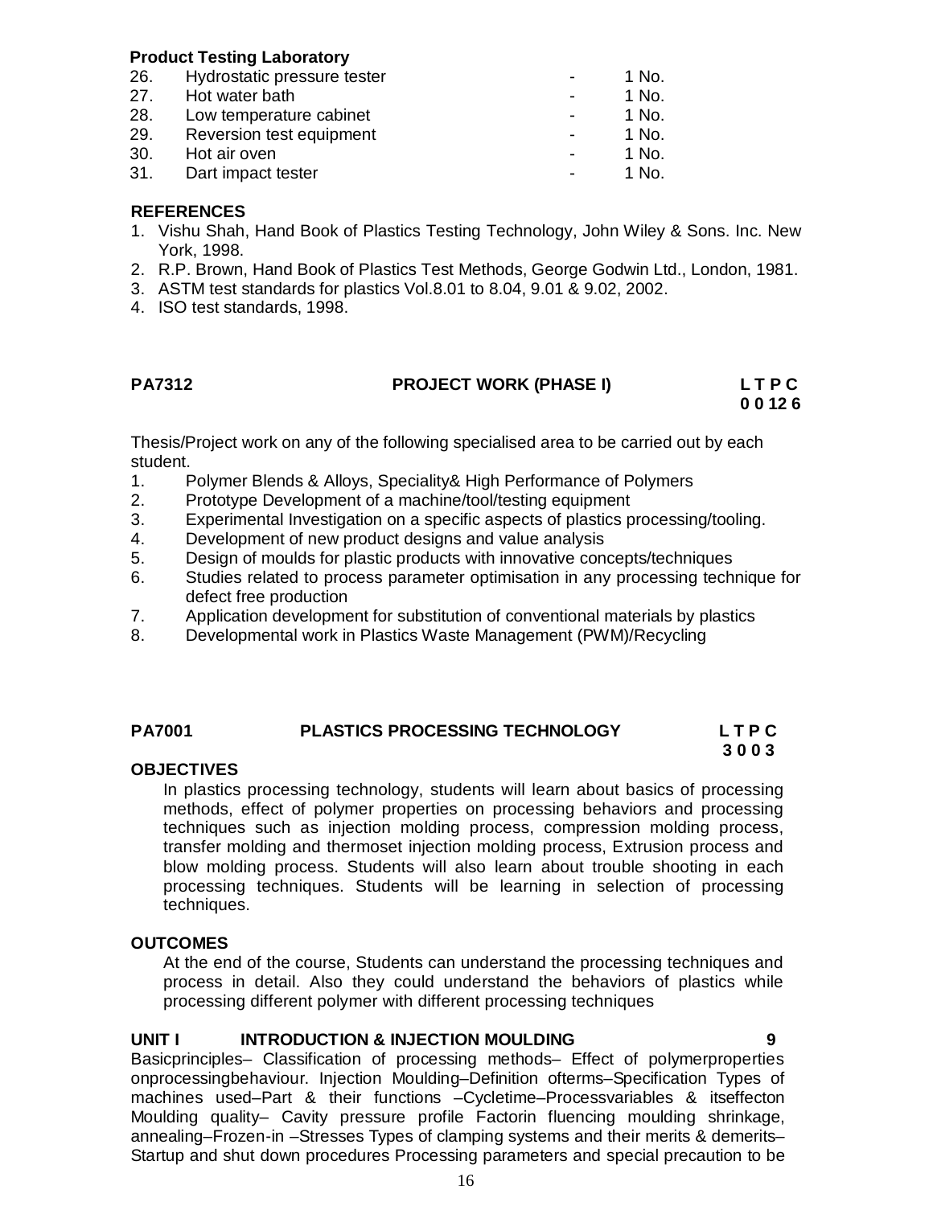**Product Testing Laboratory**

| | | | |
|---|---|---|---|
| 26. | Hydrostatic pressure tester | - | 1 No. |
| 27. | Hot water bath | - | 1 No. |
| 28. | Low temperature cabinet | - | 1 No. |
| 29. | Reversion test equipment | - | 1 No. |
| 30. | Hot air oven | - | 1 No. |
| 31. | Dart impact tester | - | 1 No. |

**REFERENCES**

1. Vishu Shah, Hand Book of Plastics Testing Technology, John Wiley & Sons. Inc. New York, 1998.
2. R.P. Brown, Hand Book of Plastics Test Methods, George Godwin Ltd., London, 1981.
3. ASTM test standards for plastics Vol.8.01 to 8.04, 9.01 & 9.02, 2002.
4. ISO test standards, 1998.

## PA7312 PROJECT WORK (PHASE I) L T P C 0 0 12 6

Thesis/Project work on any of the following specialised area to be carried out by each student.

1. Polymer Blends & Alloys, Speciality& High Performance of Polymers
2. Prototype Development of a machine/tool/testing equipment
3. Experimental Investigation on a specific aspects of plastics processing/tooling.
4. Development of new product designs and value analysis
5. Design of moulds for plastic products with innovative concepts/techniques
6. Studies related to process parameter optimisation in any processing technique for defect free production
7. Application development for substitution of conventional materials by plastics
8. Developmental work in Plastics Waste Management (PWM)/Recycling

## PA7001 PLASTICS PROCESSING TECHNOLOGY L T P C 3 0 0 3

**OBJECTIVES**

In plastics processing technology, students will learn about basics of processing methods, effect of polymer properties on processing behaviors and processing techniques such as injection molding process, compression molding process, transfer molding and thermoset injection molding process, Extrusion process and blow molding process. Students will also learn about trouble shooting in each processing techniques. Students will be learning in selection of processing techniques.

**OUTCOMES**

At the end of the course, Students can understand the processing techniques and process in detail. Also they could understand the behaviors of plastics while processing different polymer with different processing techniques

**UNIT I INTRODUCTION & INJECTION MOULDING 9**

Basicprinciples– Classification of processing methods– Effect of polymerproperties onprocessingbehaviour. Injection Moulding–Definition ofterms–Specification Types of machines used–Part & their functions –Cycletime–Processvariables & itseffecton Moulding quality– Cavity pressure profile Factorin fluencing moulding shrinkage, annealing–Frozen-in –Stresses Types of clamping systems and their merits & demerits– Startup and shut down procedures Processing parameters and special precaution to be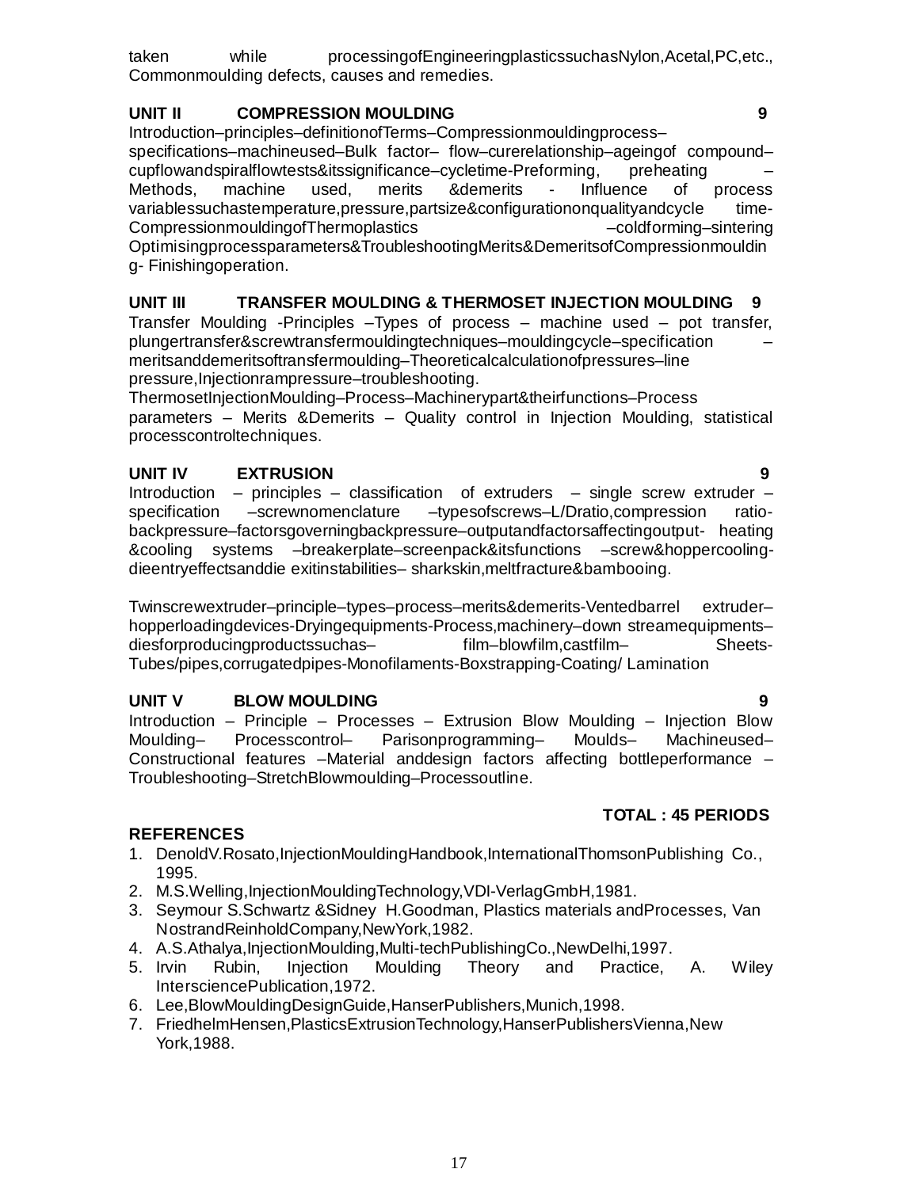taken while processingofEngineeringplasticssuchasNylon,Acetal,PC,etc., Commonmoulding defects, causes and remedies.

**UNIT II COMPRESSION MOULDING 9**

Introduction–principles–definitionofTerms–Compressionmouldingprocess–specifications–machineused–Bulk factor– flow–curerelationship–ageingof compound–cupflowandspiralflowtests&itssignificance–cycletime-Preforming, preheating –Methods, machine used, merits &demerits - Influence of process variablessuchastemperature,pressure,partsize&configurationonqualityandcycle time-CompressionmouldingofThermoplastics –coldforming–sintering OptimisingprocessparametersTroubleshootingMerits&DemeritsofCompressionmoulding- Finishingoperation.

**UNIT III TRANSFER MOULDING & THERMOSET INJECTION MOULDING 9**

Transfer Moulding -Principles –Types of process – machine used – pot transfer, plungertransfer&screwtransfermouldingtechniques–mouldingcycle–specification –meritsanddemeritsoftransfermoulding–Theoreticalcalculationofpressures–line pressure,Injectionrampressure–troubleshooting.
ThermosetInjectionMoulding–Process–Machinerypart&theirfunctions–Process parameters – Merits &Demerits – Quality control in Injection Moulding, statistical processcontroltechniques.

**UNIT IV EXTRUSION 9**

Introduction – principles – classification of extruders – single screw extruder – specification –screwnomenclature –typesofscrews–L/Dratio,compression ratio-backpressure–factorsgoverningbackpressure–outputandfactorsaffectingoutput- heating &cooling systems –breakerplate–screenpack&itsfunctions –screw&hoppercooling-dieentryeffectsanddie exitinstabilities– sharkskin,meltfracture&bambooing.

Twinscrewextruder–principle–types–process–merits&demerits-Ventedbarrel extruder–hopperloadingdevices-Dryingequipments-Process,machinery–down streamequipments–diesforproducingproductssuchas– film–blowfilm,castfilm– Sheets-Tubes/pipes,corrugatedpipes-Monofilaments-Boxstrapping-Coating/ Lamination

**UNIT V BLOW MOULDING 9**

Introduction – Principle – Processes – Extrusion Blow Moulding – Injection Blow Moulding– Processcontrol– Parisonprogramming– Moulds– Machineused–Constructional features –Material anddesign factors affecting bottleperformance –Troubleshooting–StretchBlowmoulding–Processoutline.

**TOTAL : 45 PERIODS**

**REFERENCES**

1. DenoldV.Rosato,InjectionMouldingHandbook,InternationalThomsonPublishing Co., 1995.
2. M.S.Welling,InjectionMouldingTechnology,VDI-VerlagGmbH,1981.
3. Seymour S.Schwartz &Sidney H.Goodman, Plastics materials andProcesses, Van NostrandReinholdCompany,NewYork,1982.
4. A.S.Athalya,InjectionMoulding,Multi-techPublishingCo.,NewDelhi,1997.
5. Irvin Rubin, Injection Moulding Theory and Practice, A. Wiley IntersciencePublication,1972.
6. Lee,BlowMouldingDesignGuide,HanserPublishers,Munich,1998.
7. FriedhelmHensen,PlasticsExtrusionTechnology,HanserPublishersVienna,New York,1988.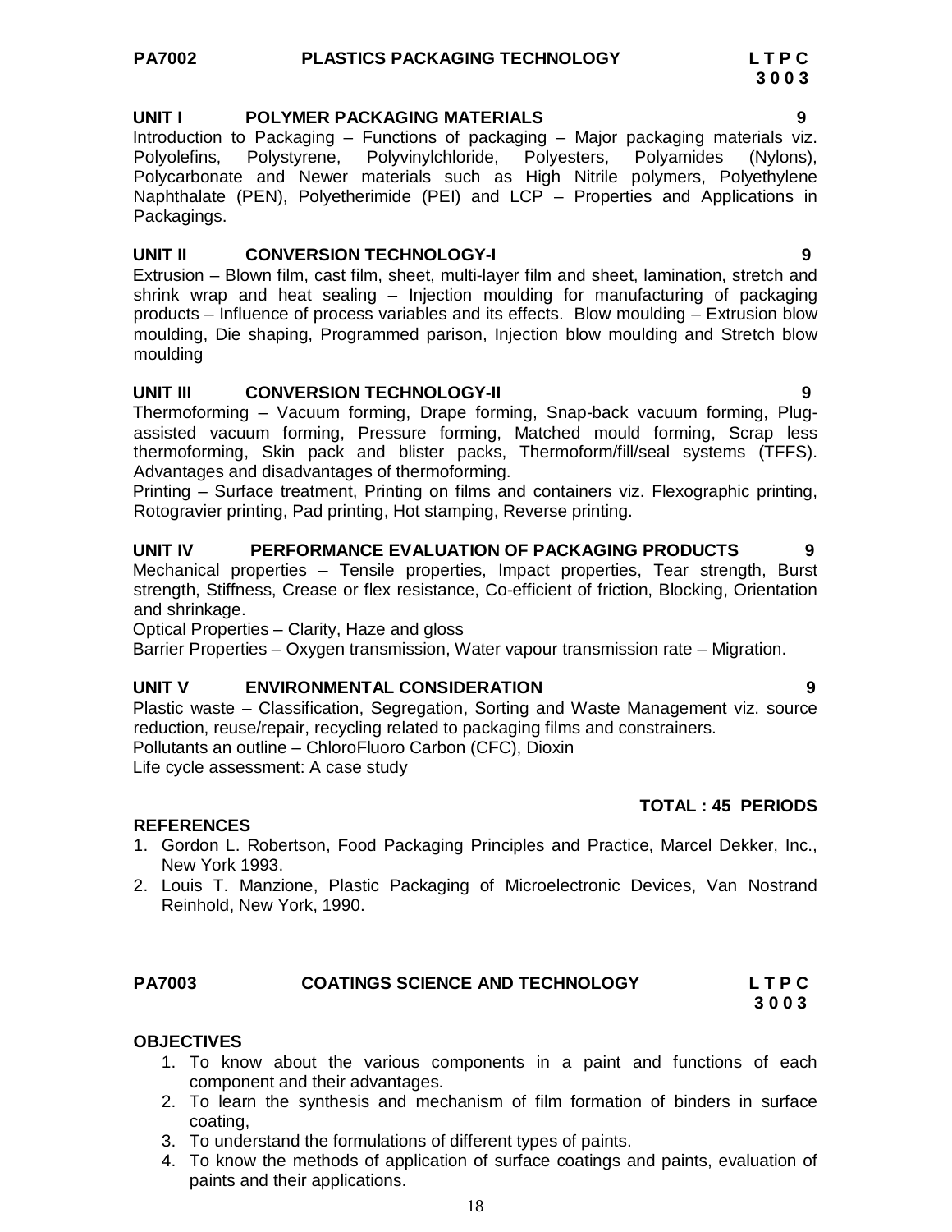## PA7002 PLASTICS PACKAGING TECHNOLOGY

**L T P C**
**3 0 0 3**

### UNIT I POLYMER PACKAGING MATERIALS 9

Introduction to Packaging – Functions of packaging – Major packaging materials viz. Polyolefins, Polystyrene, Polyvinylchloride, Polyesters, Polyamides (Nylons), Polycarbonate and Newer materials such as High Nitrile polymers, Polyethylene Naphthalate (PEN), Polyetherimide (PEI) and LCP – Properties and Applications in Packagings.

### UNIT II CONVERSION TECHNOLOGY-I 9

Extrusion – Blown film, cast film, sheet, multi-layer film and sheet, lamination, stretch and shrink wrap and heat sealing – Injection moulding for manufacturing of packaging products – Influence of process variables and its effects. Blow moulding – Extrusion blow moulding, Die shaping, Programmed parison, Injection blow moulding and Stretch blow moulding

### UNIT III CONVERSION TECHNOLOGY-II 9

Thermoforming – Vacuum forming, Drape forming, Snap-back vacuum forming, Plug-assisted vacuum forming, Pressure forming, Matched mould forming, Scrap less thermoforming, Skin pack and blister packs, Thermoform/fill/seal systems (TFFS). Advantages and disadvantages of thermoforming.

Printing – Surface treatment, Printing on films and containers viz. Flexographic printing, Rotogravier printing, Pad printing, Hot stamping, Reverse printing.

### UNIT IV PERFORMANCE EVALUATION OF PACKAGING PRODUCTS 9

Mechanical properties – Tensile properties, Impact properties, Tear strength, Burst strength, Stiffness, Crease or flex resistance, Co-efficient of friction, Blocking, Orientation and shrinkage.

Optical Properties – Clarity, Haze and gloss

Barrier Properties – Oxygen transmission, Water vapour transmission rate – Migration.

### UNIT V ENVIRONMENTAL CONSIDERATION 9

Plastic waste – Classification, Segregation, Sorting and Waste Management viz. source reduction, reuse/repair, recycling related to packaging films and constrainers.

Pollutants an outline – ChloroFluoro Carbon (CFC), Dioxin

Life cycle assessment: A case study

**TOTAL : 45 PERIODS**

### REFERENCES

1. Gordon L. Robertson, Food Packaging Principles and Practice, Marcel Dekker, Inc., New York 1993.
2. Louis T. Manzione, Plastic Packaging of Microelectronic Devices, Van Nostrand Reinhold, New York, 1990.

## PA7003 COATINGS SCIENCE AND TECHNOLOGY

**L T P C**
**3 0 0 3**

### OBJECTIVES

1. To know about the various components in a paint and functions of each component and their advantages.
2. To learn the synthesis and mechanism of film formation of binders in surface coating,
3. To understand the formulations of different types of paints.
4. To know the methods of application of surface coatings and paints, evaluation of paints and their applications.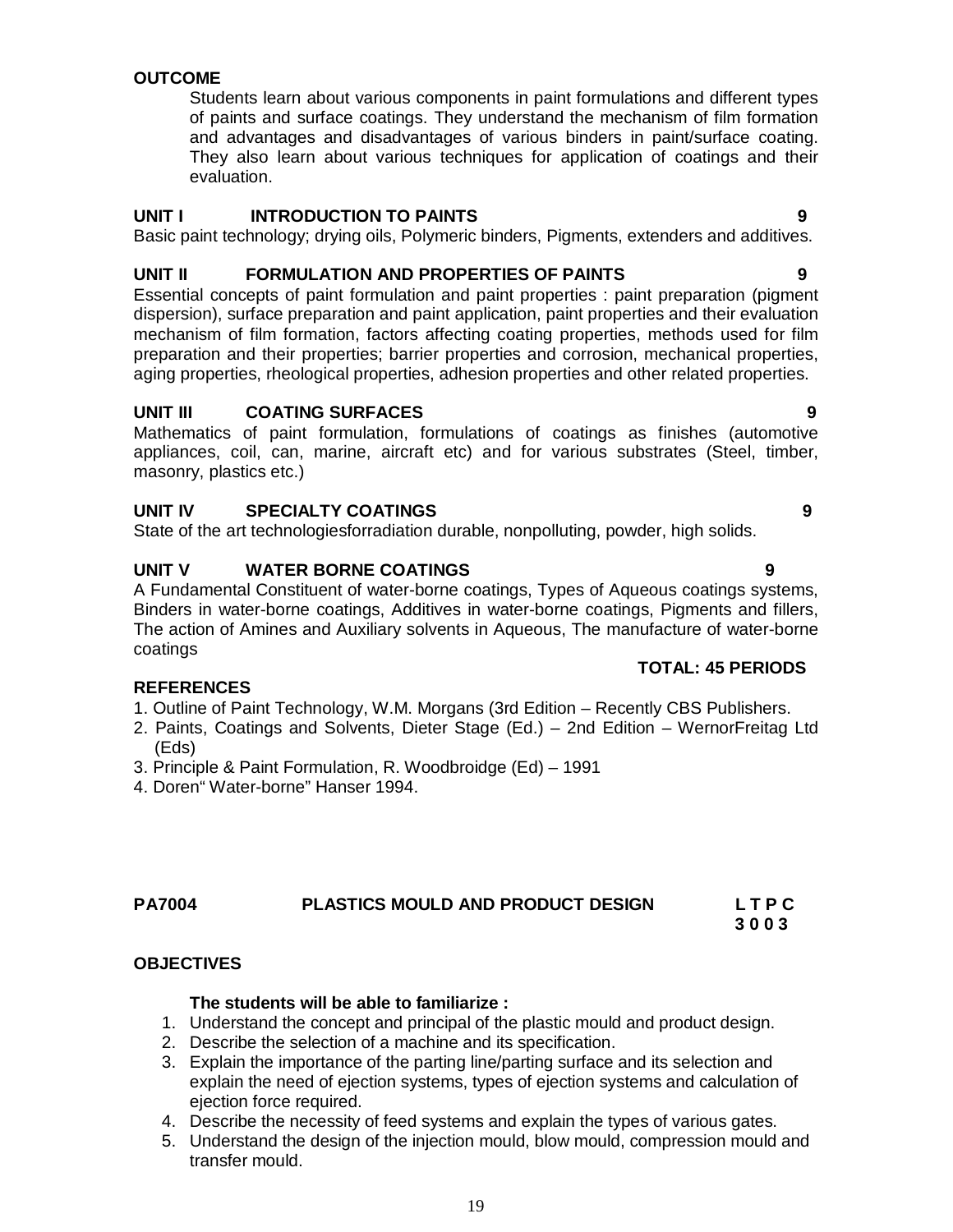**OUTCOME**

Students learn about various components in paint formulations and different types of paints and surface coatings. They understand the mechanism of film formation and advantages and disadvantages of various binders in paint/surface coating. They also learn about various techniques for application of coatings and their evaluation.

**UNIT I INTRODUCTION TO PAINTS 9**

Basic paint technology; drying oils, Polymeric binders, Pigments, extenders and additives.

**UNIT II FORMULATION AND PROPERTIES OF PAINTS 9**

Essential concepts of paint formulation and paint properties : paint preparation (pigment dispersion), surface preparation and paint application, paint properties and their evaluation mechanism of film formation, factors affecting coating properties, methods used for film preparation and their properties; barrier properties and corrosion, mechanical properties, aging properties, rheological properties, adhesion properties and other related properties.

**UNIT III COATING SURFACES 9**

Mathematics of paint formulation, formulations of coatings as finishes (automotive appliances, coil, can, marine, aircraft etc) and for various substrates (Steel, timber, masonry, plastics etc.)

**UNIT IV SPECIALTY COATINGS 9**

State of the art technologiesforradiation durable, nonpolluting, powder, high solids.

**UNIT V WATER BORNE COATINGS 9**

A Fundamental Constituent of water-borne coatings, Types of Aqueous coatings systems, Binders in water-borne coatings, Additives in water-borne coatings, Pigments and fillers, The action of Amines and Auxiliary solvents in Aqueous, The manufacture of water-borne coatings

**TOTAL: 45 PERIODS**

**REFERENCES**

1. Outline of Paint Technology, W.M. Morgans (3rd Edition – Recently CBS Publishers.
2. Paints, Coatings and Solvents, Dieter Stage (Ed.) – 2nd Edition – WernorFreitag Ltd (Eds)
3. Principle & Paint Formulation, R. Woodbroidge (Ed) – 1991
4. Doren" Water-borne" Hanser 1994.

**PA7004 PLASTICS MOULD AND PRODUCT DESIGN**

| L | T | P | C |
|---|---|---|---|
| 3 | 0 | 0 | 3 |

**OBJECTIVES**

**The students will be able to familiarize :**

1. Understand the concept and principal of the plastic mould and product design.
2. Describe the selection of a machine and its specification.
3. Explain the importance of the parting line/parting surface and its selection and explain the need of ejection systems, types of ejection systems and calculation of ejection force required.
4. Describe the necessity of feed systems and explain the types of various gates.
5. Understand the design of the injection mould, blow mould, compression mould and transfer mould.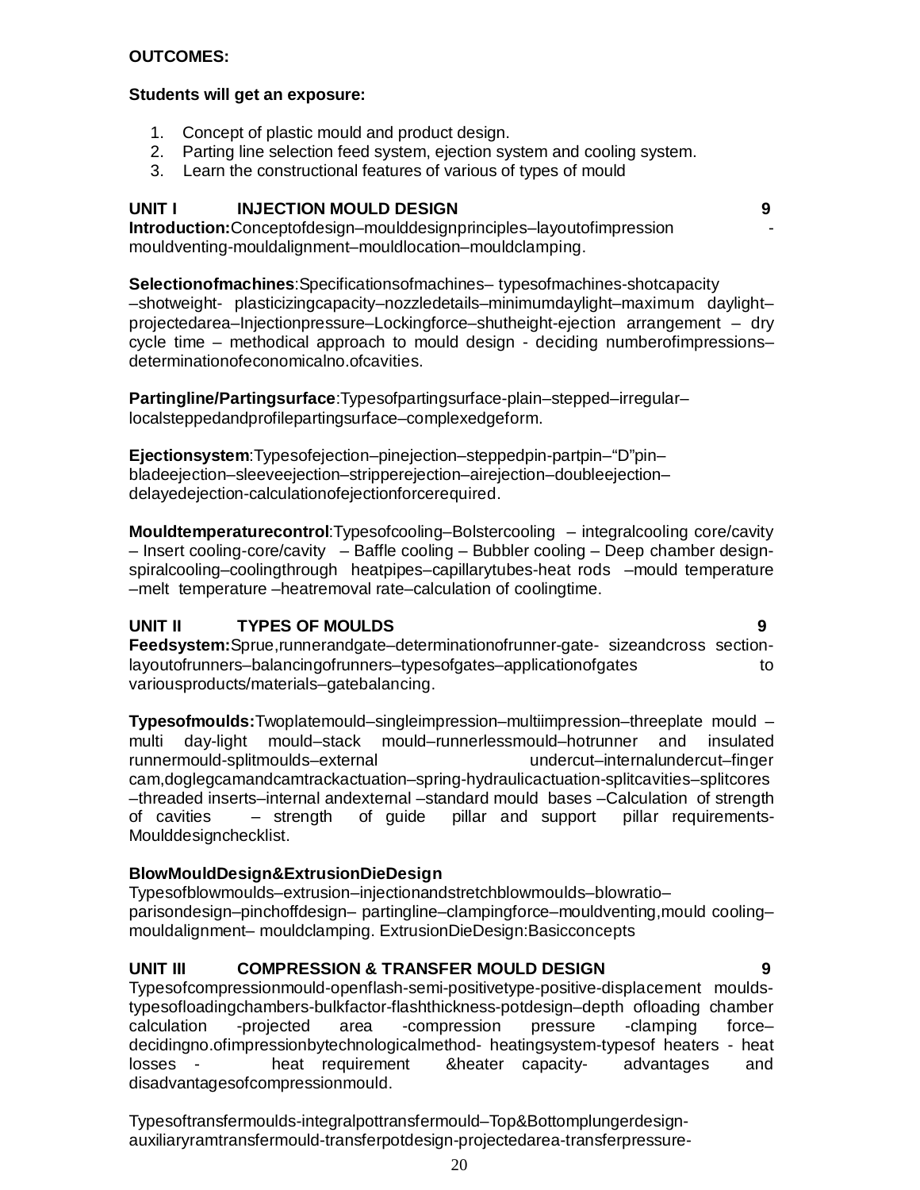**OUTCOMES:**

**Students will get an exposure:**

1. Concept of plastic mould and product design.
2. Parting line selection feed system, ejection system and cooling system.
3. Learn the constructional features of various of types of mould

**UNIT I INJECTION MOULD DESIGN 9**

**Introduction:**Conceptofdesign–moulddesignprinciples–layoutofimpression - mouldventing-mouldalignment–mouldlocation–mouldclamping.

**Selectionofmachines**:Specificationsofmachines– typesofmachines-shotcapacity –shotweight- plasticizingcapacity–nozzledetails–minimumdaylight–maximum daylight–projectedarea–Injectionpressure–Lockingforce–shutheight-ejection arrangement – dry cycle time – methodical approach to mould design - deciding numberofimpressions–determinationofeconomicalno.ofcavities.

**Partingline/Partingsurface**:Typesofpartingsurface-plain–stepped–irregular–localsteppedandprofilepartingsurface–complexedgeform.

**Ejectionsystem**:Typesofejection–pinejection–steppedpin-partpin–"D"pin–bladeejection–sleeveejection–stripperejection–airejection–doubleejection–delayedejection-calculationofejectionforcerequired.

**Mouldtemperaturecontrol**:Typesofcooling–Bolstercooling – integralcooling core/cavity – Insert cooling-core/cavity – Baffle cooling – Bubbler cooling – Deep chamber design-spiralcooling–coolingthrough heatpipes–capillarytubes-heat rods –mould temperature –melt temperature –heatremoval rate–calculation of coolingtime.

**UNIT II TYPES OF MOULDS 9**

**Feedsystem:**Sprue,runnerandgate–determinationofrunner-gate- sizeandcross section-layoutofrunners–balancingofrunners–typesofgates–applicationofgates to variousproducts/materials–gatebalancing.

**Typesofmoulds:**Twoplatemould–singleimpression–multiimpression–threeplate mould – multi day-light mould–stack mould–runnerlessmould–hotrunner and insulated runnermould-splitmoulds–external undercut–internalundercut–finger cam,doglegcamandcamtrackactuation–spring-hydraulicactuation-splitcavities–splitcores –threaded inserts–internal andexternal –standard mould bases –Calculation of strength of cavities – strength of guide pillar and support pillar requirements-Moulddesignchecklist.

**BlowMouldDesign&ExtrusionDieDesign**

Typesofblowmoulds–extrusion–injectionandstretchblowmoulds–blowratio–parisondesign–pinchoffdesign– partingline–clampingforce–mouldventing,mould cooling–mouldalignment– mouldclamping. ExtrusionDieDesign:Basicconcepts

**UNIT III COMPRESSION & TRANSFER MOULD DESIGN 9**

Typesofcompressionmould-openflash-semi-positivetype-positive-displacement moulds-typesofloadingchambers-bulkfactor-flashthickness-potdesign–depth ofloading chamber calculation -projected area -compression pressure -clamping force–decidingno.ofimpressionbytechnologicalmethod- heatingsystem-typesof heaters - heat losses - heat requirement &heater capacity- advantages and disadvantagesofcompressionmould.

Typesoftransfermoulds-integralpottransfermould–Top&Bottomplungerdesign-auxiliaryramtransfermould-transferpotdesign-projectedarea-transferpressure-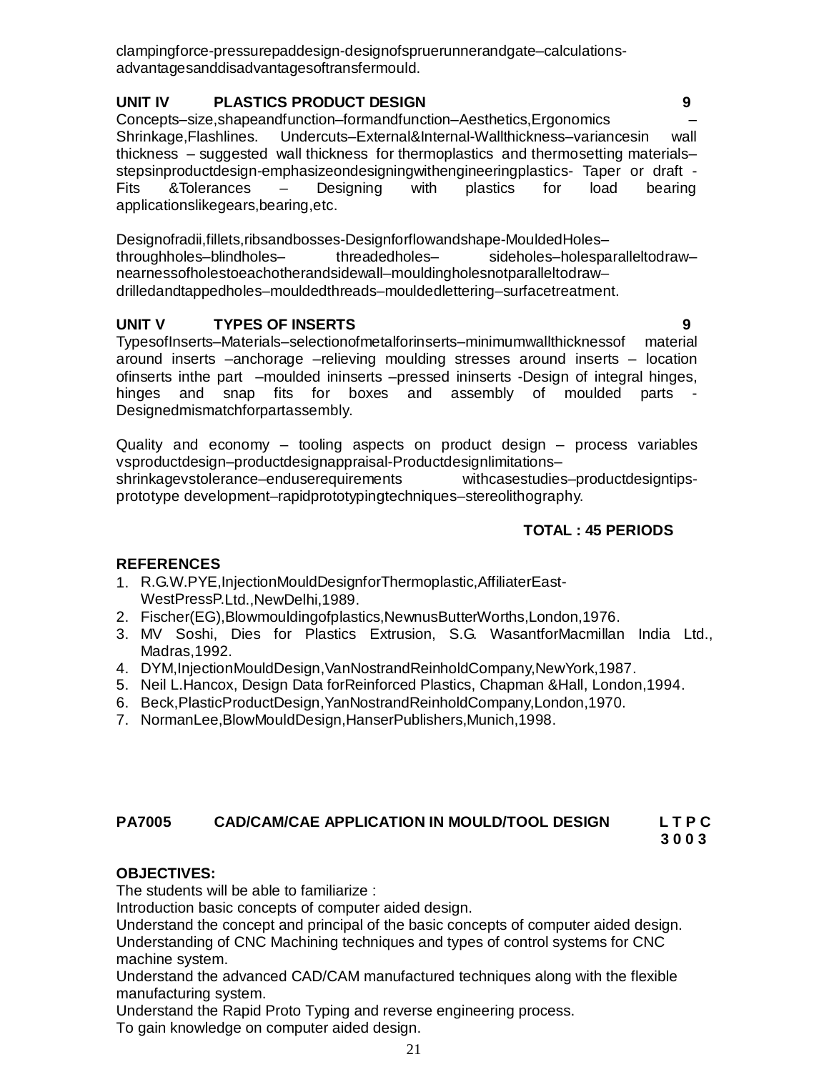clampingforce-pressurepaddesign-designofspruerunnerandgate–calculations-advantagesanddisadvantagesoftransfermould.

**UNIT IV PLASTICS PRODUCT DESIGN 9**

Concepts–size,shapeandfunction–formandfunction–Aesthetics,Ergonomics – Shrinkage,Flashlines. Undercuts–External&Internal-Wallthickness–variancesin wall thickness – suggested wall thickness for thermoplastics and thermosetting materials–stepsinproductdesign-emphasizeondesigningwithengineeringplastics- Taper or draft - Fits &Tolerances – Designing with plastics for load bearing applicationslikegears,bearing,etc.

Designofradii,fillets,ribsandbosses-Designforflowandshape-MouldedHoles–throughholes–blindholes– threadedholes– sideholes–holesparalleltodraw–nearnessofholestoeachotherandsidewall–mouldingholesnotparalleltodraw–drilledandtappedholes–mouldedthreads–mouldedlettering–surfacetreatment.

**UNIT V TYPES OF INSERTS 9**

TypesofInserts–Materials–selectionofmetalforinserts–minimumwallthicknessof material around inserts –anchorage –relieving moulding stresses around inserts – location ofinserts inthe part –moulded ininserts –pressed ininserts -Design of integral hinges, hinges and snap fits for boxes and assembly of moulded parts - Designedmismatchforpartassembly.

Quality and economy – tooling aspects on product design – process variables vsproductdesign–productdesignappraisal-Productdesignlimitations–shrinkagevstolerance–enduserequirements withcasestudies–productdesigntips-prototype development–rapidprototypingtechniques–stereolithography.

**TOTAL : 45 PERIODS**

**REFERENCES**

1. R.G.W.PYE,InjectionMouldDesignforThermoplastic,AffiliaterEast-WestPressP.Ltd.,NewDelhi,1989.
2. Fischer(EG),Blowmouldingofplastics,NewnusButterWorths,London,1976.
3. MV Soshi, Dies for Plastics Extrusion, S.G. WasantforMacmillan India Ltd., Madras,1992.
4. DYM,InjectionMouldDesign,VanNostrandReinholdCompany,NewYork,1987.
5. Neil L.Hancox, Design Data forReinforced Plastics, Chapman &Hall, London,1994.
6. Beck,PlasticProductDesign,YanNostrandReinholdCompany,London,1970.
7. NormanLee,BlowMouldDesign,HanserPublishers,Munich,1998.

**PA7005 CAD/CAM/CAE APPLICATION IN MOULD/TOOL DESIGN L T P C 3 0 0 3**

**OBJECTIVES:**

The students will be able to familiarize :

Introduction basic concepts of computer aided design.

Understand the concept and principal of the basic concepts of computer aided design.

Understanding of CNC Machining techniques and types of control systems for CNC machine system.

Understand the advanced CAD/CAM manufactured techniques along with the flexible manufacturing system.

Understand the Rapid Proto Typing and reverse engineering process.

To gain knowledge on computer aided design.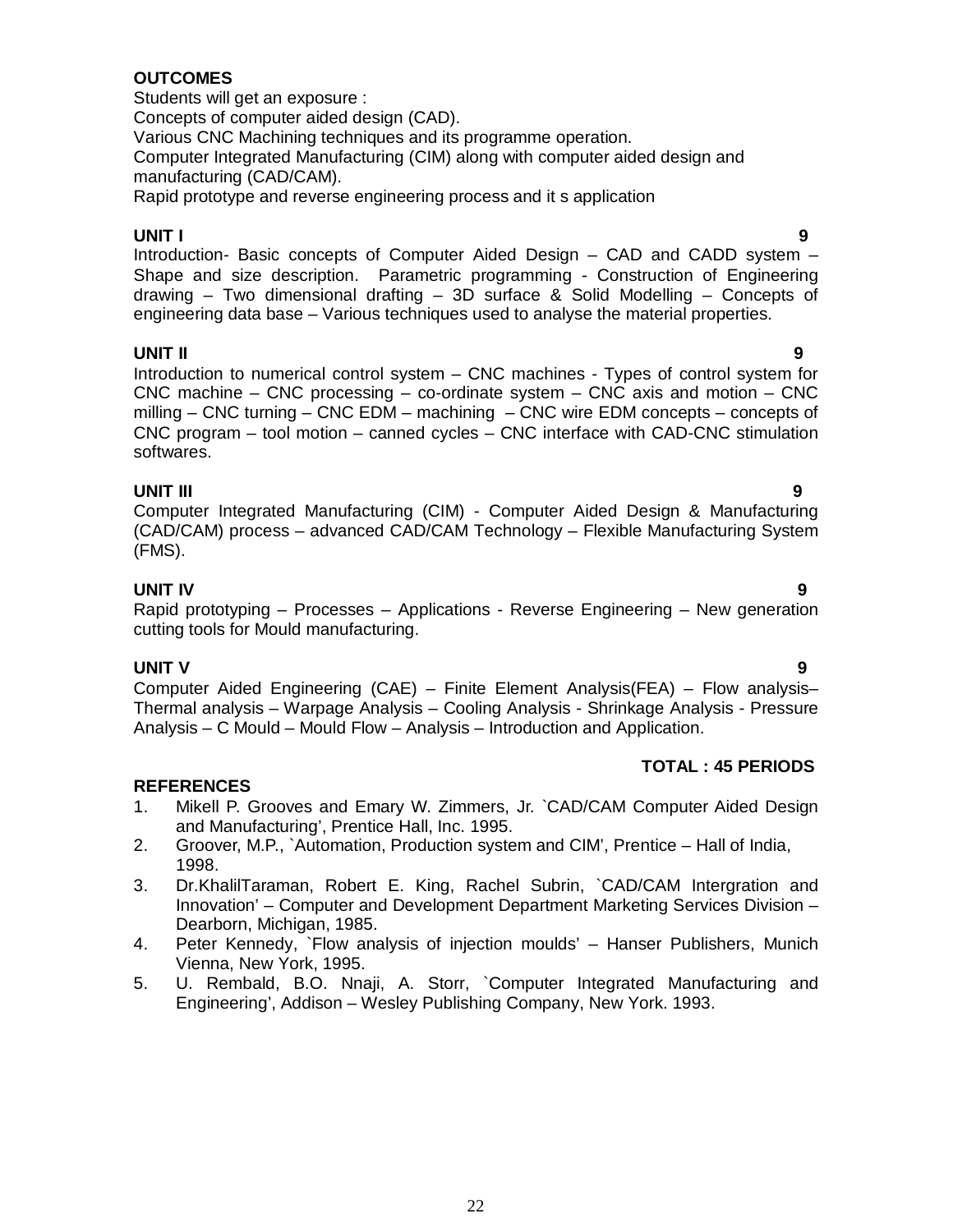**OUTCOMES**

Students will get an exposure :
Concepts of computer aided design (CAD).
Various CNC Machining techniques and its programme operation.
Computer Integrated Manufacturing (CIM) along with computer aided design and manufacturing (CAD/CAM).
Rapid prototype and reverse engineering process and it s application

**UNIT I** **9**

Introduction- Basic concepts of Computer Aided Design – CAD and CADD system – Shape and size description. Parametric programming - Construction of Engineering drawing – Two dimensional drafting – 3D surface & Solid Modelling – Concepts of engineering data base – Various techniques used to analyse the material properties.

**UNIT II** **9**

Introduction to numerical control system – CNC machines - Types of control system for CNC machine – CNC processing – co-ordinate system – CNC axis and motion – CNC milling – CNC turning – CNC EDM – machining – CNC wire EDM concepts – concepts of CNC program – tool motion – canned cycles – CNC interface with CAD-CNC stimulation softwares.

**UNIT III** **9**

Computer Integrated Manufacturing (CIM) - Computer Aided Design & Manufacturing (CAD/CAM) process – advanced CAD/CAM Technology – Flexible Manufacturing System (FMS).

**UNIT IV** **9**

Rapid prototyping – Processes – Applications - Reverse Engineering – New generation cutting tools for Mould manufacturing.

**UNIT V** **9**

Computer Aided Engineering (CAE) – Finite Element Analysis(FEA) – Flow analysis– Thermal analysis – Warpage Analysis – Cooling Analysis - Shrinkage Analysis - Pressure Analysis – C Mould – Mould Flow – Analysis – Introduction and Application.

**TOTAL : 45 PERIODS**

**REFERENCES**

1. Mikell P. Grooves and Emary W. Zimmers, Jr. `CAD/CAM Computer Aided Design and Manufacturing', Prentice Hall, Inc. 1995.
2. Groover, M.P., `Automation, Production system and CIM', Prentice – Hall of India, 1998.
3. Dr.KhalilTaraman, Robert E. King, Rachel Subrin, `CAD/CAM Intergration and Innovation' – Computer and Development Department Marketing Services Division – Dearborn, Michigan, 1985.
4. Peter Kennedy, `Flow analysis of injection moulds' – Hanser Publishers, Munich Vienna, New York, 1995.
5. U. Rembald, B.O. Nnaji, A. Storr, `Computer Integrated Manufacturing and Engineering', Addison – Wesley Publishing Company, New York. 1993.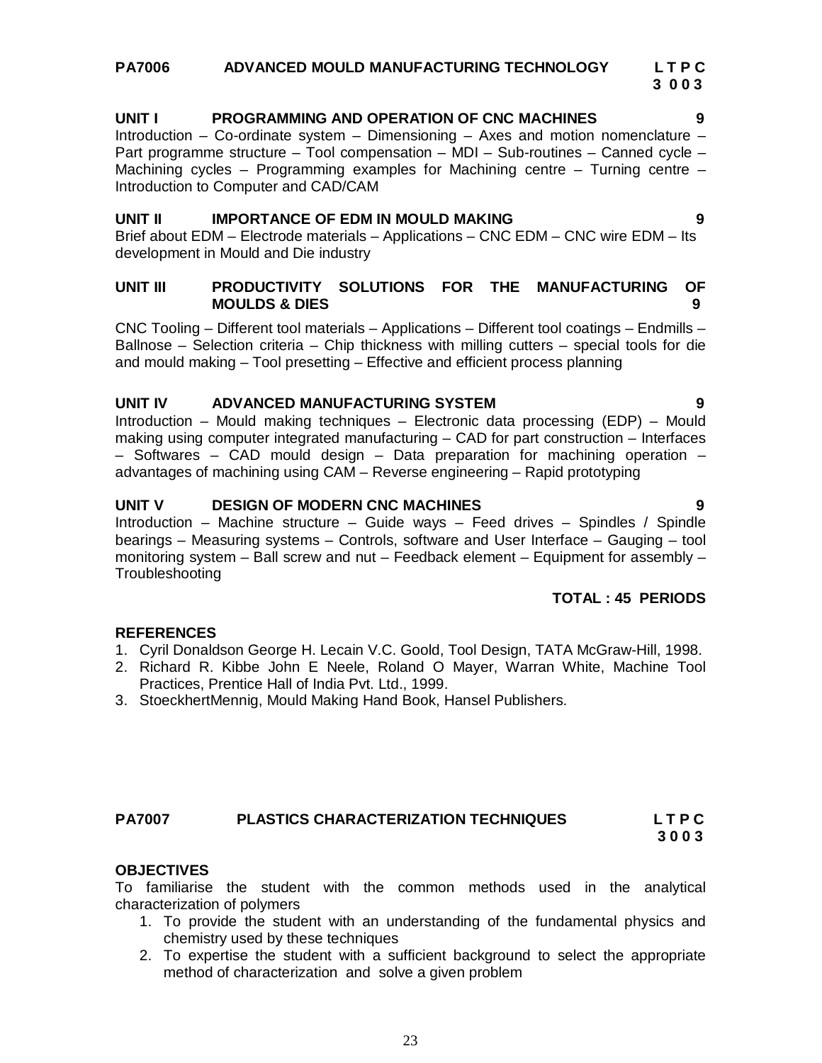## PA7006 ADVANCED MOULD MANUFACTURING TECHNOLOGY

**L T P C**
**3 0 0 3**

### UNIT I PROGRAMMING AND OPERATION OF CNC MACHINES 9

Introduction – Co-ordinate system – Dimensioning – Axes and motion nomenclature – Part programme structure – Tool compensation – MDI – Sub-routines – Canned cycle – Machining cycles – Programming examples for Machining centre – Turning centre – Introduction to Computer and CAD/CAM

### UNIT II IMPORTANCE OF EDM IN MOULD MAKING 9

Brief about EDM – Electrode materials – Applications – CNC EDM – CNC wire EDM – Its development in Mould and Die industry

### UNIT III PRODUCTIVITY SOLUTIONS FOR THE MANUFACTURING OF MOULDS & DIES 9

CNC Tooling – Different tool materials – Applications – Different tool coatings – Endmills – Ballnose – Selection criteria – Chip thickness with milling cutters – special tools for die and mould making – Tool presetting – Effective and efficient process planning

### UNIT IV ADVANCED MANUFACTURING SYSTEM 9

Introduction – Mould making techniques – Electronic data processing (EDP) – Mould making using computer integrated manufacturing – CAD for part construction – Interfaces – Softwares – CAD mould design – Data preparation for machining operation – advantages of machining using CAM – Reverse engineering – Rapid prototyping

### UNIT V DESIGN OF MODERN CNC MACHINES 9

Introduction – Machine structure – Guide ways – Feed drives – Spindles / Spindle bearings – Measuring systems – Controls, software and User Interface – Gauging – tool monitoring system – Ball screw and nut – Feedback element – Equipment for assembly – Troubleshooting

**TOTAL : 45 PERIODS**

### REFERENCES

1. Cyril Donaldson George H. Lecain V.C. Goold, Tool Design, TATA McGraw-Hill, 1998.
2. Richard R. Kibbe John E Neele, Roland O Mayer, Warran White, Machine Tool Practices, Prentice Hall of India Pvt. Ltd., 1999.
3. StoeckhertMennig, Mould Making Hand Book, Hansel Publishers.

## PA7007 PLASTICS CHARACTERIZATION TECHNIQUES

**L T P C**
**3 0 0 3**

### OBJECTIVES

To familiarise the student with the common methods used in the analytical characterization of polymers

1. To provide the student with an understanding of the fundamental physics and chemistry used by these techniques
2. To expertise the student with a sufficient background to select the appropriate method of characterization and solve a given problem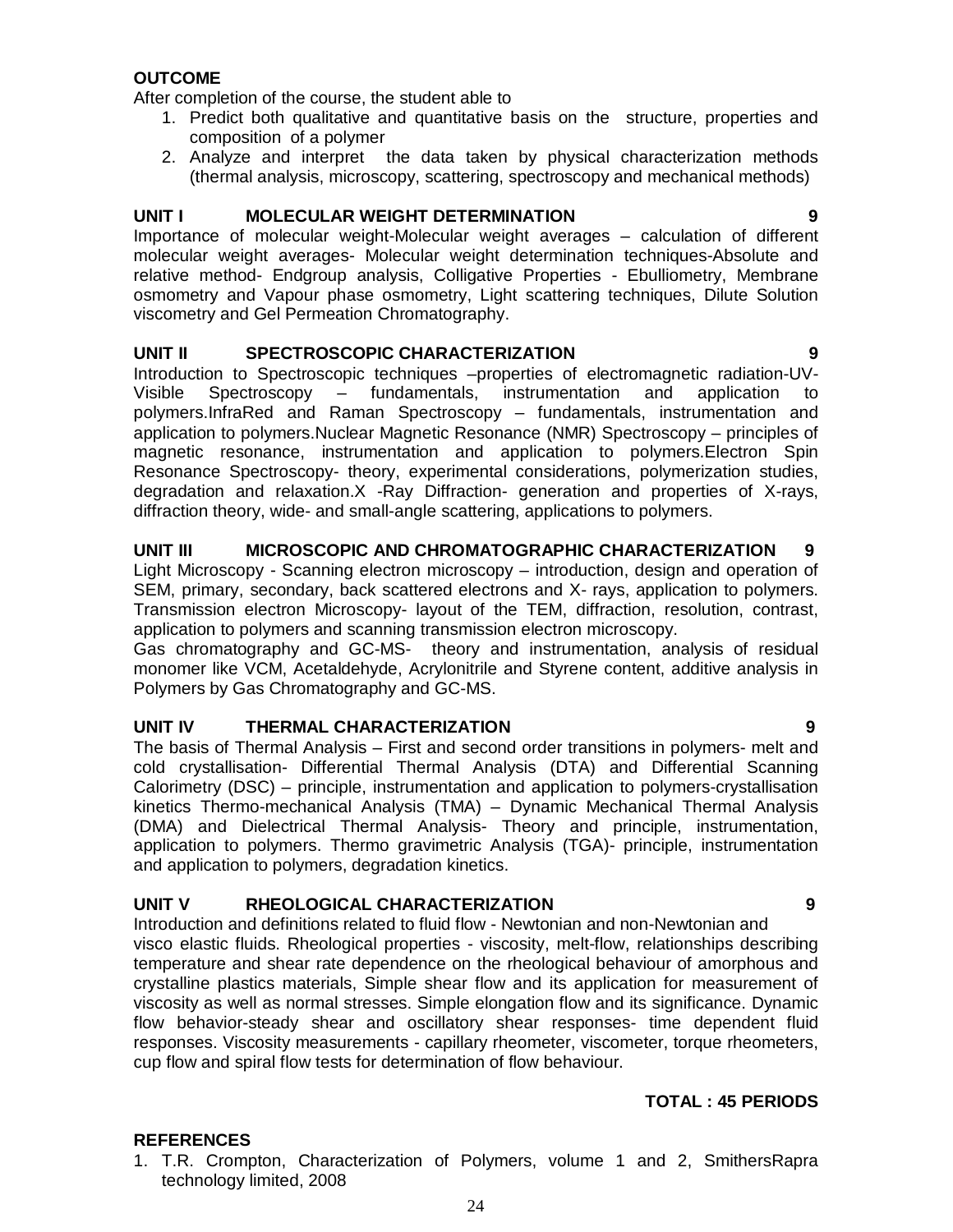**OUTCOME**

After completion of the course, the student able to

1. Predict both qualitative and quantitative basis on the structure, properties and composition of a polymer
2. Analyze and interpret the data taken by physical characterization methods (thermal analysis, microscopy, scattering, spectroscopy and mechanical methods)

**UNIT I MOLECULAR WEIGHT DETERMINATION 9**

Importance of molecular weight-Molecular weight averages – calculation of different molecular weight averages- Molecular weight determination techniques-Absolute and relative method- Endgroup analysis, Colligative Properties - Ebulliometry, Membrane osmometry and Vapour phase osmometry, Light scattering techniques, Dilute Solution viscometry and Gel Permeation Chromatography.

**UNIT II SPECTROSCOPIC CHARACTERIZATION 9**

Introduction to Spectroscopic techniques –properties of electromagnetic radiation-UV-Visible Spectroscopy – fundamentals, instrumentation and application to polymers.InfraRed and Raman Spectroscopy – fundamentals, instrumentation and application to polymers.Nuclear Magnetic Resonance (NMR) Spectroscopy – principles of magnetic resonance, instrumentation and application to polymers.Electron Spin Resonance Spectroscopy- theory, experimental considerations, polymerization studies, degradation and relaxation.X -Ray Diffraction- generation and properties of X-rays, diffraction theory, wide- and small-angle scattering, applications to polymers.

**UNIT III MICROSCOPIC AND CHROMATOGRAPHIC CHARACTERIZATION 9**

Light Microscopy - Scanning electron microscopy – introduction, design and operation of SEM, primary, secondary, back scattered electrons and X- rays, application to polymers. Transmission electron Microscopy- layout of the TEM, diffraction, resolution, contrast, application to polymers and scanning transmission electron microscopy.

Gas chromatography and GC-MS- theory and instrumentation, analysis of residual monomer like VCM, Acetaldehyde, Acrylonitrile and Styrene content, additive analysis in Polymers by Gas Chromatography and GC-MS.

**UNIT IV THERMAL CHARACTERIZATION 9**

The basis of Thermal Analysis – First and second order transitions in polymers- melt and cold crystallisation- Differential Thermal Analysis (DTA) and Differential Scanning Calorimetry (DSC) – principle, instrumentation and application to polymers-crystallisation kinetics Thermo-mechanical Analysis (TMA) – Dynamic Mechanical Thermal Analysis (DMA) and Dielectrical Thermal Analysis- Theory and principle, instrumentation, application to polymers. Thermo gravimetric Analysis (TGA)- principle, instrumentation and application to polymers, degradation kinetics.

**UNIT V RHEOLOGICAL CHARACTERIZATION 9**

Introduction and definitions related to fluid flow - Newtonian and non-Newtonian and visco elastic fluids. Rheological properties - viscosity, melt-flow, relationships describing temperature and shear rate dependence on the rheological behaviour of amorphous and crystalline plastics materials, Simple shear flow and its application for measurement of viscosity as well as normal stresses. Simple elongation flow and its significance. Dynamic flow behavior-steady shear and oscillatory shear responses- time dependent fluid responses. Viscosity measurements - capillary rheometer, viscometer, torque rheometers, cup flow and spiral flow tests for determination of flow behaviour.

**TOTAL : 45 PERIODS**

**REFERENCES**

1. T.R. Crompton, Characterization of Polymers, volume 1 and 2, SmithersRapra technology limited, 2008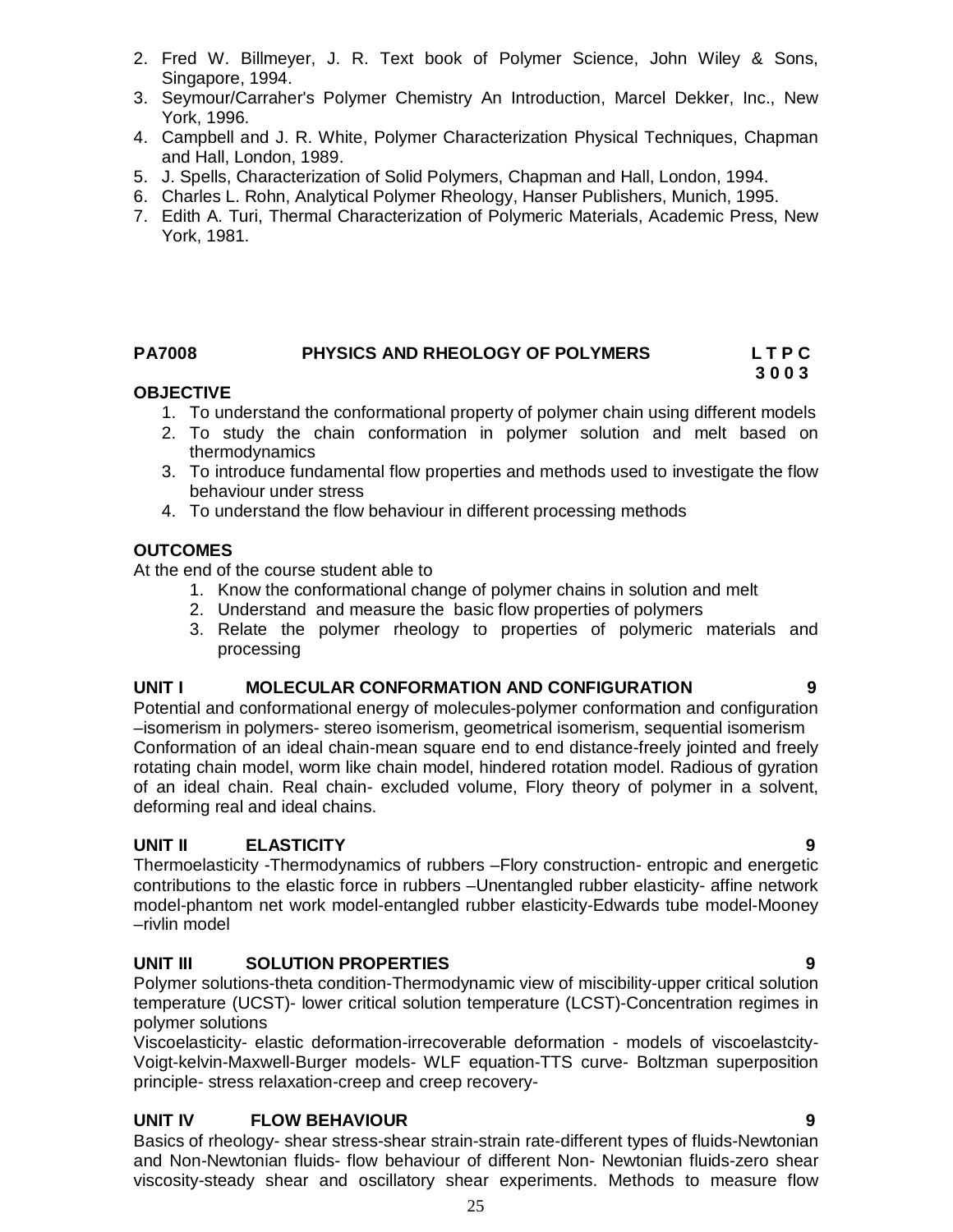2. Fred W. Billmeyer, J. R. Text book of Polymer Science, John Wiley & Sons, Singapore, 1994.
3. Seymour/Carraher's Polymer Chemistry An Introduction, Marcel Dekker, Inc., New York, 1996.
4. Campbell and J. R. White, Polymer Characterization Physical Techniques, Chapman and Hall, London, 1989.
5. J. Spells, Characterization of Solid Polymers, Chapman and Hall, London, 1994.
6. Charles L. Rohn, Analytical Polymer Rheology, Hanser Publishers, Munich, 1995.
7. Edith A. Turi, Thermal Characterization of Polymeric Materials, Academic Press, New York, 1981.

## PA7008 PHYSICS AND RHEOLOGY OF POLYMERS

**L T P C**
**3 0 0 3**

**OBJECTIVE**

1. To understand the conformational property of polymer chain using different models
2. To study the chain conformation in polymer solution and melt based on thermodynamics
3. To introduce fundamental flow properties and methods used to investigate the flow behaviour under stress
4. To understand the flow behaviour in different processing methods

**OUTCOMES**

At the end of the course student able to

1. Know the conformational change of polymer chains in solution and melt
2. Understand and measure the basic flow properties of polymers
3. Relate the polymer rheology to properties of polymeric materials and processing

**UNIT I MOLECULAR CONFORMATION AND CONFIGURATION 9**

Potential and conformational energy of molecules-polymer conformation and configuration –isomerism in polymers- stereo isomerism, geometrical isomerism, sequential isomerism
Conformation of an ideal chain-mean square end to end distance-freely jointed and freely rotating chain model, worm like chain model, hindered rotation model. Radious of gyration of an ideal chain. Real chain- excluded volume, Flory theory of polymer in a solvent, deforming real and ideal chains.

**UNIT II ELASTICITY 9**

Thermoelasticity -Thermodynamics of rubbers –Flory construction- entropic and energetic contributions to the elastic force in rubbers –Unentangled rubber elasticity- affine network model-phantom net work model-entangled rubber elasticity-Edwards tube model-Mooney –rivlin model

**UNIT III SOLUTION PROPERTIES 9**

Polymer solutions-theta condition-Thermodynamic view of miscibility-upper critical solution temperature (UCST)- lower critical solution temperature (LCST)-Concentration regimes in polymer solutions
Viscoelasticity- elastic deformation-irrecoverable deformation - models of viscoelastcity- Voigt-kelvin-Maxwell-Burger models- WLF equation-TTS curve- Boltzman superposition principle- stress relaxation-creep and creep recovery-

**UNIT IV FLOW BEHAVIOUR 9**

Basics of rheology- shear stress-shear strain-strain rate-different types of fluids-Newtonian and Non-Newtonian fluids- flow behaviour of different Non- Newtonian fluids-zero shear viscosity-steady shear and oscillatory shear experiments. Methods to measure flow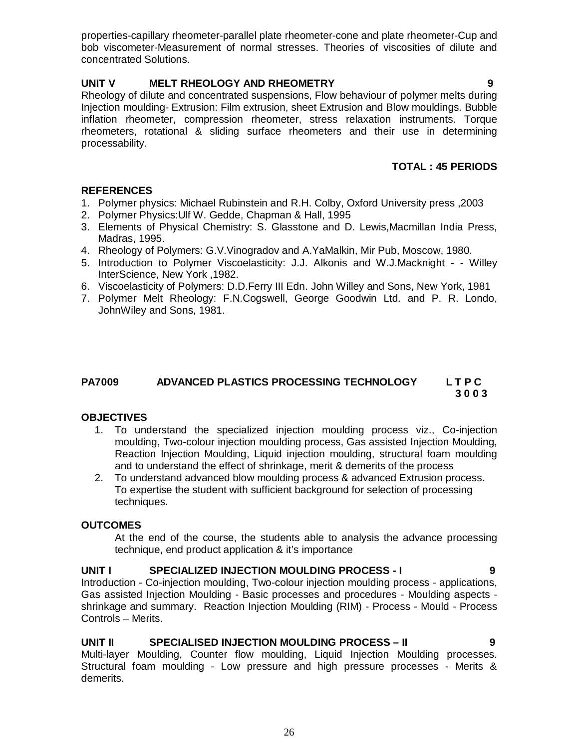properties-capillary rheometer-parallel plate rheometer-cone and plate rheometer-Cup and bob viscometer-Measurement of normal stresses. Theories of viscosities of dilute and concentrated Solutions.

**UNIT V MELT RHEOLOGY AND RHEOMETRY 9**

Rheology of dilute and concentrated suspensions, Flow behaviour of polymer melts during Injection moulding- Extrusion: Film extrusion, sheet Extrusion and Blow mouldings. Bubble inflation rheometer, compression rheometer, stress relaxation instruments. Torque rheometers, rotational & sliding surface rheometers and their use in determining processability.

**TOTAL : 45 PERIODS**

**REFERENCES**

1. Polymer physics: Michael Rubinstein and R.H. Colby, Oxford University press ,2003
2. Polymer Physics:Ulf W. Gedde, Chapman & Hall, 1995
3. Elements of Physical Chemistry: S. Glasstone and D. Lewis,Macmillan India Press, Madras, 1995.
4. Rheology of Polymers: G.V.Vinogradov and A.YaMalkin, Mir Pub, Moscow, 1980.
5. Introduction to Polymer Viscoelasticity: J.J. Alkonis and W.J.Macknight - - Willey InterScience, New York ,1982.
6. Viscoelasticity of Polymers: D.D.Ferry III Edn. John Willey and Sons, New York, 1981
7. Polymer Melt Rheology: F.N.Cogswell, George Goodwin Ltd. and P. R. Londo, JohnWiley and Sons, 1981.

**PA7009 ADVANCED PLASTICS PROCESSING TECHNOLOGY L T P C**
**3 0 0 3**

**OBJECTIVES**

1. To understand the specialized injection moulding process viz., Co-injection moulding, Two-colour injection moulding process, Gas assisted Injection Moulding, Reaction Injection Moulding, Liquid injection moulding, structural foam moulding and to understand the effect of shrinkage, merit & demerits of the process
2. To understand advanced blow moulding process & advanced Extrusion process. To expertise the student with sufficient background for selection of processing techniques.

**OUTCOMES**

At the end of the course, the students able to analysis the advance processing technique, end product application & it's importance

**UNIT I SPECIALIZED INJECTION MOULDING PROCESS - I 9**

Introduction - Co-injection moulding, Two-colour injection moulding process - applications, Gas assisted Injection Moulding - Basic processes and procedures - Moulding aspects - shrinkage and summary. Reaction Injection Moulding (RIM) - Process - Mould - Process Controls – Merits.

**UNIT II SPECIALISED INJECTION MOULDING PROCESS – II 9**

Multi-layer Moulding, Counter flow moulding, Liquid Injection Moulding processes. Structural foam moulding - Low pressure and high pressure processes - Merits & demerits.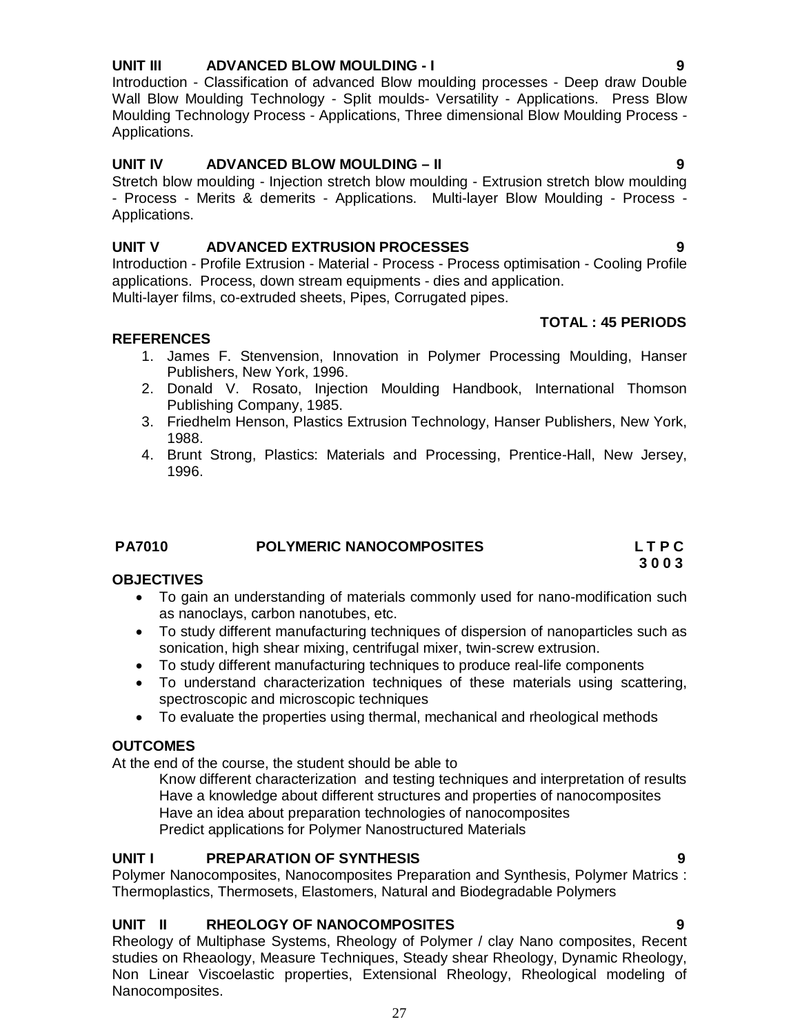**UNIT III ADVANCED BLOW MOULDING - I** **9**

Introduction - Classification of advanced Blow moulding processes - Deep draw Double Wall Blow Moulding Technology - Split moulds- Versatility - Applications. Press Blow Moulding Technology Process - Applications, Three dimensional Blow Moulding Process - Applications.

**UNIT IV ADVANCED BLOW MOULDING – II** **9**

Stretch blow moulding - Injection stretch blow moulding - Extrusion stretch blow moulding - Process - Merits & demerits - Applications. Multi-layer Blow Moulding - Process - Applications.

**UNIT V ADVANCED EXTRUSION PROCESSES** **9**

Introduction - Profile Extrusion - Material - Process - Process optimisation - Cooling Profile applications. Process, down stream equipments - dies and application.
Multi-layer films, co-extruded sheets, Pipes, Corrugated pipes.

**TOTAL : 45 PERIODS**

**REFERENCES**

1. James F. Stenvension, Innovation in Polymer Processing Moulding, Hanser Publishers, New York, 1996.
2. Donald V. Rosato, Injection Moulding Handbook, International Thomson Publishing Company, 1985.
3. Friedhelm Henson, Plastics Extrusion Technology, Hanser Publishers, New York, 1988.
4. Brunt Strong, Plastics: Materials and Processing, Prentice-Hall, New Jersey, 1996.

**PA7010 POLYMERIC NANOCOMPOSITES** **L T P C**
**3 0 0 3**

**OBJECTIVES**

- To gain an understanding of materials commonly used for nano-modification such as nanoclays, carbon nanotubes, etc.
- To study different manufacturing techniques of dispersion of nanoparticles such as sonication, high shear mixing, centrifugal mixer, twin-screw extrusion.
- To study different manufacturing techniques to produce real-life components
- To understand characterization techniques of these materials using scattering, spectroscopic and microscopic techniques
- To evaluate the properties using thermal, mechanical and rheological methods

**OUTCOMES**

At the end of the course, the student should be able to

Know different characterization and testing techniques and interpretation of results
Have a knowledge about different structures and properties of nanocomposites
Have an idea about preparation technologies of nanocomposites
Predict applications for Polymer Nanostructured Materials

**UNIT I PREPARATION OF SYNTHESIS** **9**

Polymer Nanocomposites, Nanocomposites Preparation and Synthesis, Polymer Matrics : Thermoplastics, Thermosets, Elastomers, Natural and Biodegradable Polymers

**UNIT II RHEOLOGY OF NANOCOMPOSITES** **9**

Rheology of Multiphase Systems, Rheology of Polymer / clay Nano composites, Recent studies on Rheaology, Measure Techniques, Steady shear Rheology, Dynamic Rheology, Non Linear Viscoelastic properties, Extensional Rheology, Rheological modeling of Nanocomposites.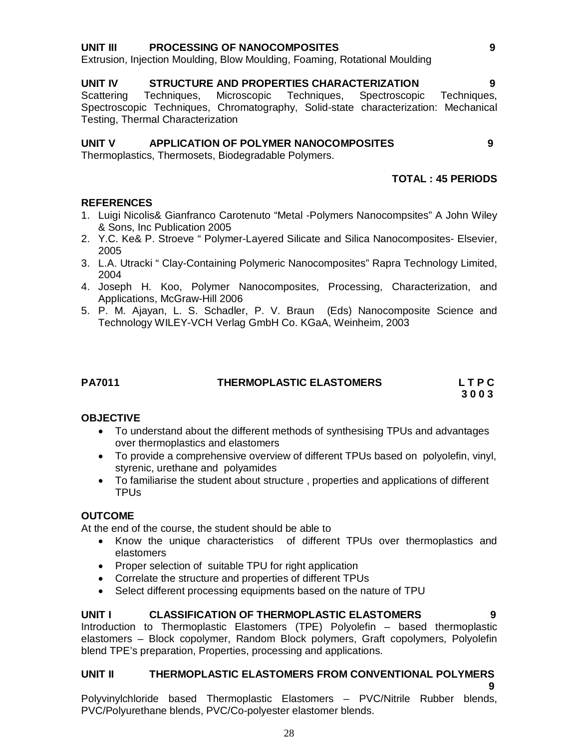**UNIT III PROCESSING OF NANOCOMPOSITES 9**

Extrusion, Injection Moulding, Blow Moulding, Foaming, Rotational Moulding

**UNIT IV STRUCTURE AND PROPERTIES CHARACTERIZATION 9**

Scattering Techniques, Microscopic Techniques, Spectroscopic Techniques, Spectroscopic Techniques, Chromatography, Solid-state characterization: Mechanical Testing, Thermal Characterization

**UNIT V APPLICATION OF POLYMER NANOCOMPOSITES 9**

Thermoplastics, Thermosets, Biodegradable Polymers.

**TOTAL : 45 PERIODS**

**REFERENCES**

1. Luigi Nicolis& Gianfranco Carotenuto “Metal -Polymers Nanocompsites” A John Wiley & Sons, Inc Publication 2005
2. Y.C. Ke& P. Stroeve “ Polymer-Layered Silicate and Silica Nanocomposites- Elsevier, 2005
3. L.A. Utracki “ Clay-Containing Polymeric Nanocomposites” Rapra Technology Limited, 2004
4. Joseph H. Koo, Polymer Nanocomposites, Processing, Characterization, and Applications, McGraw-Hill 2006
5. P. M. Ajayan, L. S. Schadler, P. V. Braun (Eds) Nanocomposite Science and Technology WILEY-VCH Verlag GmbH Co. KGaA, Weinheim, 2003

## PA7011 THERMOPLASTIC ELASTOMERS

**L T P C**
**3 0 0 3**

**OBJECTIVE**

- To understand about the different methods of synthesising TPUs and advantages over thermoplastics and elastomers
- To provide a comprehensive overview of different TPUs based on polyolefin, vinyl, styrenic, urethane and polyamides
- To familiarise the student about structure , properties and applications of different TPUs

**OUTCOME**

At the end of the course, the student should be able to

- Know the unique characteristics of different TPUs over thermoplastics and elastomers
- Proper selection of suitable TPU for right application
- Correlate the structure and properties of different TPUs
- Select different processing equipments based on the nature of TPU

**UNIT I CLASSIFICATION OF THERMOPLASTIC ELASTOMERS 9**

Introduction to Thermoplastic Elastomers (TPE) Polyolefin – based thermoplastic elastomers – Block copolymer, Random Block polymers, Graft copolymers, Polyolefin blend TPE’s preparation, Properties, processing and applications.

**UNIT II THERMOPLASTIC ELASTOMERS FROM CONVENTIONAL POLYMERS 9**

Polyvinylchloride based Thermoplastic Elastomers – PVC/Nitrile Rubber blends, PVC/Polyurethane blends, PVC/Co-polyester elastomer blends.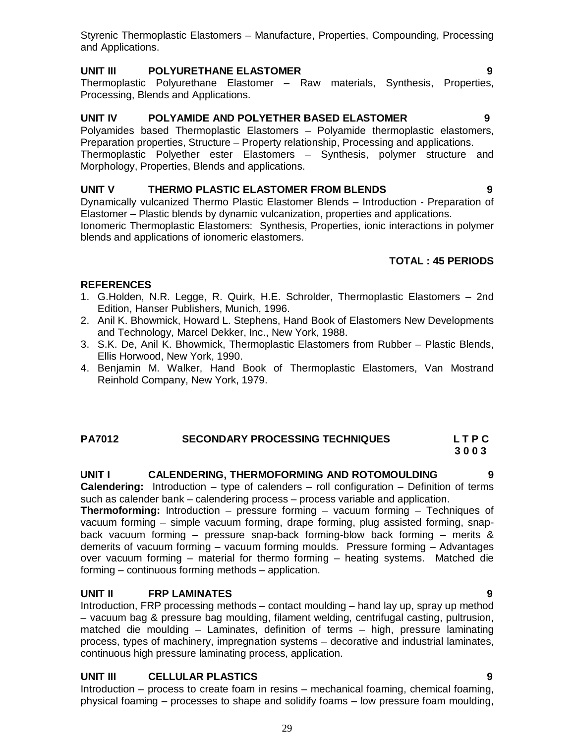Styrenic Thermoplastic Elastomers – Manufacture, Properties, Compounding, Processing and Applications.

**UNIT III POLYURETHANE ELASTOMER 9**

Thermoplastic Polyurethane Elastomer – Raw materials, Synthesis, Properties, Processing, Blends and Applications.

**UNIT IV POLYAMIDE AND POLYETHER BASED ELASTOMER 9**

Polyamides based Thermoplastic Elastomers – Polyamide thermoplastic elastomers, Preparation properties, Structure – Property relationship, Processing and applications.
Thermoplastic Polyether ester Elastomers – Synthesis, polymer structure and Morphology, Properties, Blends and applications.

**UNIT V THERMO PLASTIC ELASTOMER FROM BLENDS 9**

Dynamically vulcanized Thermo Plastic Elastomer Blends – Introduction - Preparation of Elastomer – Plastic blends by dynamic vulcanization, properties and applications.
Ionomeric Thermoplastic Elastomers: Synthesis, Properties, ionic interactions in polymer blends and applications of ionomeric elastomers.

**TOTAL : 45 PERIODS**

**REFERENCES**

1. G.Holden, N.R. Legge, R. Quirk, H.E. Schrolder, Thermoplastic Elastomers – 2nd Edition, Hanser Publishers, Munich, 1996.
2. Anil K. Bhowmick, Howard L. Stephens, Hand Book of Elastomers New Developments and Technology, Marcel Dekker, Inc., New York, 1988.
3. S.K. De, Anil K. Bhowmick, Thermoplastic Elastomers from Rubber – Plastic Blends, Ellis Horwood, New York, 1990.
4. Benjamin M. Walker, Hand Book of Thermoplastic Elastomers, Van Mostrand Reinhold Company, New York, 1979.

## PA7012 SECONDARY PROCESSING TECHNIQUES

L T P C
3 0 0 3

**UNIT I CALENDERING, THERMOFORMING AND ROTOMOULDING 9**

**Calendering:** Introduction – type of calenders – roll configuration – Definition of terms such as calender bank – calendering process – process variable and application.
**Thermoforming:** Introduction – pressure forming – vacuum forming – Techniques of vacuum forming – simple vacuum forming, drape forming, plug assisted forming, snap-back vacuum forming – pressure snap-back forming-blow back forming – merits & demerits of vacuum forming – vacuum forming moulds. Pressure forming – Advantages over vacuum forming – material for thermo forming – heating systems. Matched die forming – continuous forming methods – application.

**UNIT II FRP LAMINATES 9**

Introduction, FRP processing methods – contact moulding – hand lay up, spray up method – vacuum bag & pressure bag moulding, filament welding, centrifugal casting, pultrusion, matched die moulding – Laminates, definition of terms – high, pressure laminating process, types of machinery, impregnation systems – decorative and industrial laminates, continuous high pressure laminating process, application.

**UNIT III CELLULAR PLASTICS 9**

Introduction – process to create foam in resins – mechanical foaming, chemical foaming, physical foaming – processes to shape and solidify foams – low pressure foam moulding,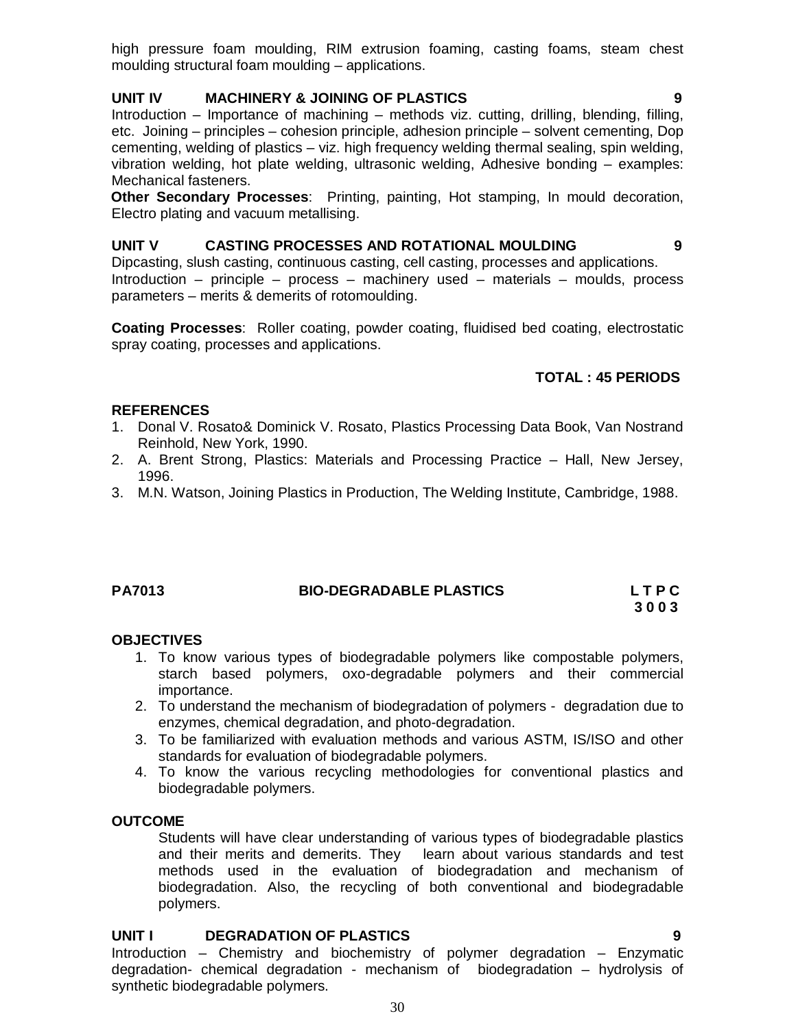high pressure foam moulding, RIM extrusion foaming, casting foams, steam chest moulding structural foam moulding – applications.

**UNIT IV MACHINERY & JOINING OF PLASTICS 9**

Introduction – Importance of machining – methods viz. cutting, drilling, blending, filling, etc. Joining – principles – cohesion principle, adhesion principle – solvent cementing, Dop cementing, welding of plastics – viz. high frequency welding thermal sealing, spin welding, vibration welding, hot plate welding, ultrasonic welding, Adhesive bonding – examples: Mechanical fasteners.

**Other Secondary Processes**: Printing, painting, Hot stamping, In mould decoration, Electro plating and vacuum metallising.

**UNIT V CASTING PROCESSES AND ROTATIONAL MOULDING 9**

Dipcasting, slush casting, continuous casting, cell casting, processes and applications.
Introduction – principle – process – machinery used – materials – moulds, process parameters – merits & demerits of rotomoulding.

**Coating Processes**: Roller coating, powder coating, fluidised bed coating, electrostatic spray coating, processes and applications.

**TOTAL : 45 PERIODS**

**REFERENCES**

1. Donal V. Rosato& Dominick V. Rosato, Plastics Processing Data Book, Van Nostrand Reinhold, New York, 1990.
2. A. Brent Strong, Plastics: Materials and Processing Practice – Hall, New Jersey, 1996.
3. M.N. Watson, Joining Plastics in Production, The Welding Institute, Cambridge, 1988.

**PA7013 BIO-DEGRADABLE PLASTICS L T P C**
**3 0 0 3**

**OBJECTIVES**

1. To know various types of biodegradable polymers like compostable polymers, starch based polymers, oxo-degradable polymers and their commercial importance.
2. To understand the mechanism of biodegradation of polymers - degradation due to enzymes, chemical degradation, and photo-degradation.
3. To be familiarized with evaluation methods and various ASTM, IS/ISO and other standards for evaluation of biodegradable polymers.
4. To know the various recycling methodologies for conventional plastics and biodegradable polymers.

**OUTCOME**

Students will have clear understanding of various types of biodegradable plastics and their merits and demerits. They learn about various standards and test methods used in the evaluation of biodegradation and mechanism of biodegradation. Also, the recycling of both conventional and biodegradable polymers.

**UNIT I DEGRADATION OF PLASTICS 9**

Introduction – Chemistry and biochemistry of polymer degradation – Enzymatic degradation- chemical degradation - mechanism of biodegradation – hydrolysis of synthetic biodegradable polymers.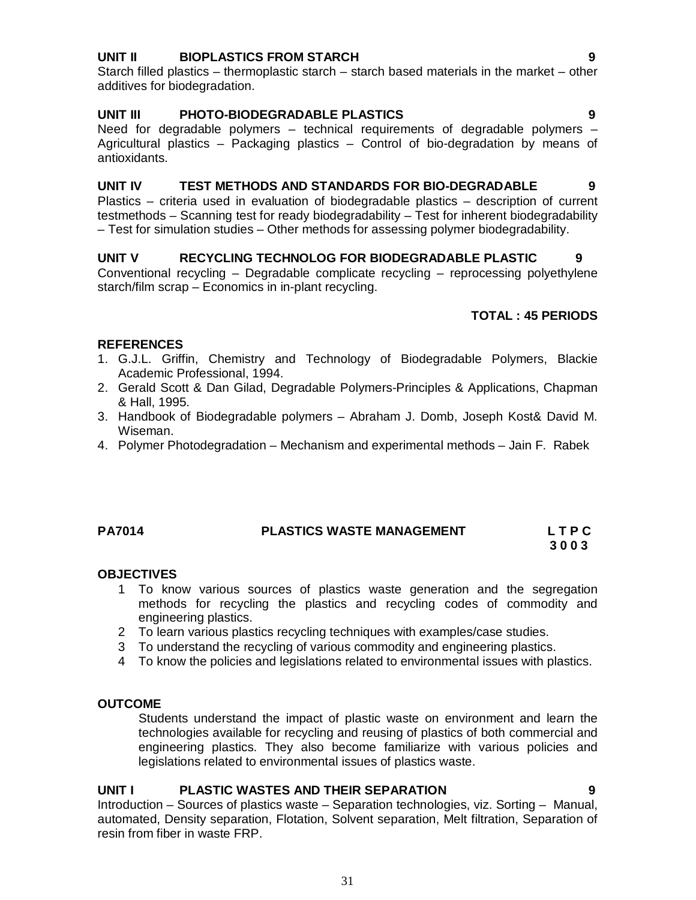**UNIT II BIOPLASTICS FROM STARCH 9**

Starch filled plastics – thermoplastic starch – starch based materials in the market – other additives for biodegradation.

**UNIT III PHOTO-BIODEGRADABLE PLASTICS 9**

Need for degradable polymers – technical requirements of degradable polymers – Agricultural plastics – Packaging plastics – Control of bio-degradation by means of antioxidants.

**UNIT IV TEST METHODS AND STANDARDS FOR BIO-DEGRADABLE 9**

Plastics – criteria used in evaluation of biodegradable plastics – description of current testmethods – Scanning test for ready biodegradability – Test for inherent biodegradability – Test for simulation studies – Other methods for assessing polymer biodegradability.

**UNIT V RECYCLING TECHNOLOG FOR BIODEGRADABLE PLASTIC 9**

Conventional recycling – Degradable complicate recycling – reprocessing polyethylene starch/film scrap – Economics in in-plant recycling.

**TOTAL : 45 PERIODS**

**REFERENCES**

1. G.J.L. Griffin, Chemistry and Technology of Biodegradable Polymers, Blackie Academic Professional, 1994.
2. Gerald Scott & Dan Gilad, Degradable Polymers-Principles & Applications, Chapman & Hall, 1995.
3. Handbook of Biodegradable polymers – Abraham J. Domb, Joseph Kost& David M. Wiseman.
4. Polymer Photodegradation – Mechanism and experimental methods – Jain F. Rabek

## PA7014 PLASTICS WASTE MANAGEMENT

**L T P C**
**3 0 0 3**

**OBJECTIVES**

1. To know various sources of plastics waste generation and the segregation methods for recycling the plastics and recycling codes of commodity and engineering plastics.
2. To learn various plastics recycling techniques with examples/case studies.
3. To understand the recycling of various commodity and engineering plastics.
4. To know the policies and legislations related to environmental issues with plastics.

**OUTCOME**

Students understand the impact of plastic waste on environment and learn the technologies available for recycling and reusing of plastics of both commercial and engineering plastics. They also become familiarize with various policies and legislations related to environmental issues of plastics waste.

**UNIT I PLASTIC WASTES AND THEIR SEPARATION 9**

Introduction – Sources of plastics waste – Separation technologies, viz. Sorting – Manual, automated, Density separation, Flotation, Solvent separation, Melt filtration, Separation of resin from fiber in waste FRP.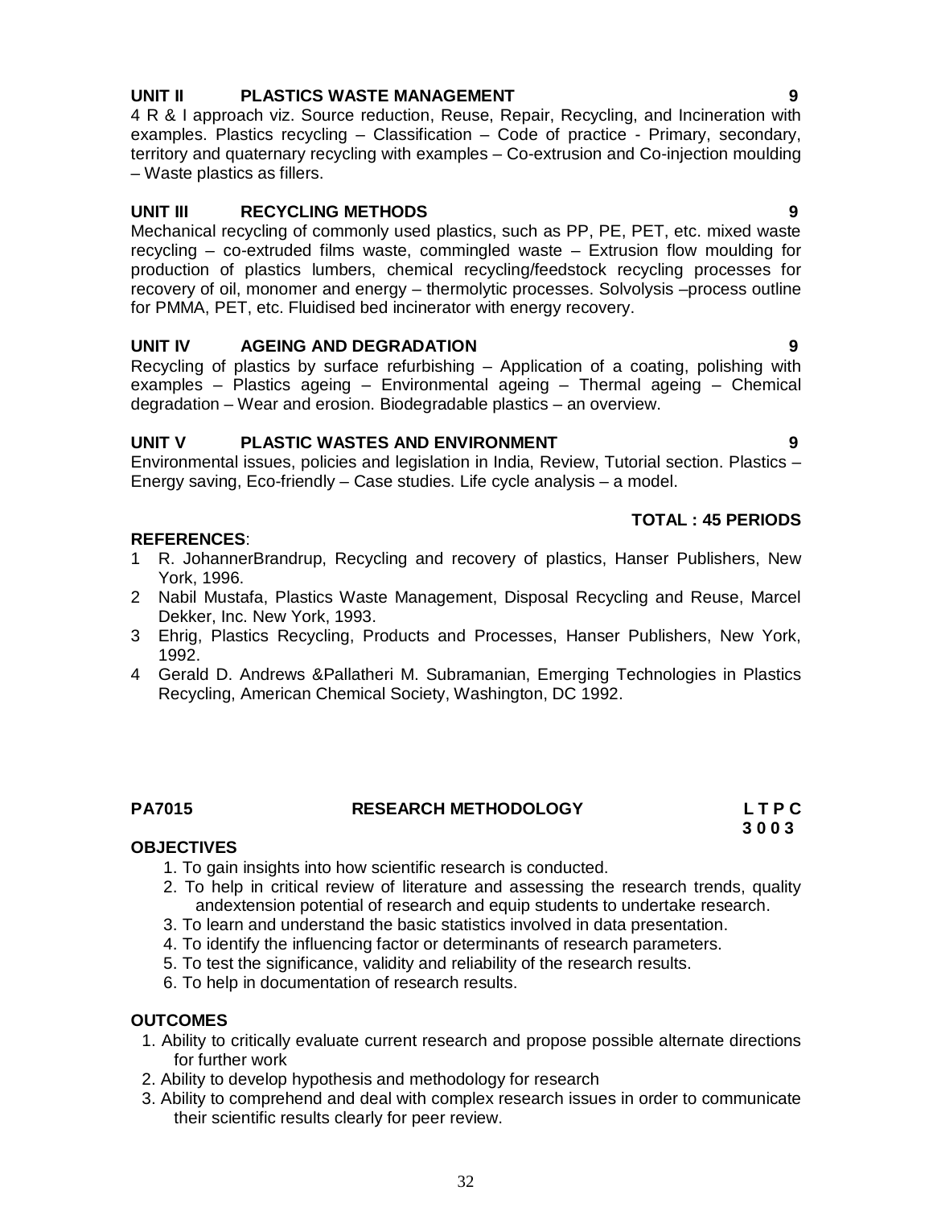### UNIT II PLASTICS WASTE MANAGEMENT 9

4 R & I approach viz. Source reduction, Reuse, Repair, Recycling, and Incineration with examples. Plastics recycling – Classification – Code of practice - Primary, secondary, territory and quaternary recycling with examples – Co-extrusion and Co-injection moulding – Waste plastics as fillers.

### UNIT III RECYCLING METHODS 9

Mechanical recycling of commonly used plastics, such as PP, PE, PET, etc. mixed waste recycling – co-extruded films waste, commingled waste – Extrusion flow moulding for production of plastics lumbers, chemical recycling/feedstock recycling processes for recovery of oil, monomer and energy – thermolytic processes. Solvolysis –process outline for PMMA, PET, etc. Fluidised bed incinerator with energy recovery.

### UNIT IV AGEING AND DEGRADATION 9

Recycling of plastics by surface refurbishing – Application of a coating, polishing with examples – Plastics ageing – Environmental ageing – Thermal ageing – Chemical degradation – Wear and erosion. Biodegradable plastics – an overview.

### UNIT V PLASTIC WASTES AND ENVIRONMENT 9

Environmental issues, policies and legislation in India, Review, Tutorial section. Plastics – Energy saving, Eco-friendly – Case studies. Life cycle analysis – a model.

**TOTAL : 45 PERIODS**

**REFERENCES**:

1. R. JohannerBrandrup, Recycling and recovery of plastics, Hanser Publishers, New York, 1996.
2. Nabil Mustafa, Plastics Waste Management, Disposal Recycling and Reuse, Marcel Dekker, Inc. New York, 1993.
3. Ehrig, Plastics Recycling, Products and Processes, Hanser Publishers, New York, 1992.
4. Gerald D. Andrews &Pallatheri M. Subramanian, Emerging Technologies in Plastics Recycling, American Chemical Society, Washington, DC 1992.

## PA7015 RESEARCH METHODOLOGY

**L T P C**
**3 0 0 3**

**OBJECTIVES**

1. To gain insights into how scientific research is conducted.
2. To help in critical review of literature and assessing the research trends, quality andextension potential of research and equip students to undertake research.
3. To learn and understand the basic statistics involved in data presentation.
4. To identify the influencing factor or determinants of research parameters.
5. To test the significance, validity and reliability of the research results.
6. To help in documentation of research results.

**OUTCOMES**

1. Ability to critically evaluate current research and propose possible alternate directions for further work
2. Ability to develop hypothesis and methodology for research
3. Ability to comprehend and deal with complex research issues in order to communicate their scientific results clearly for peer review.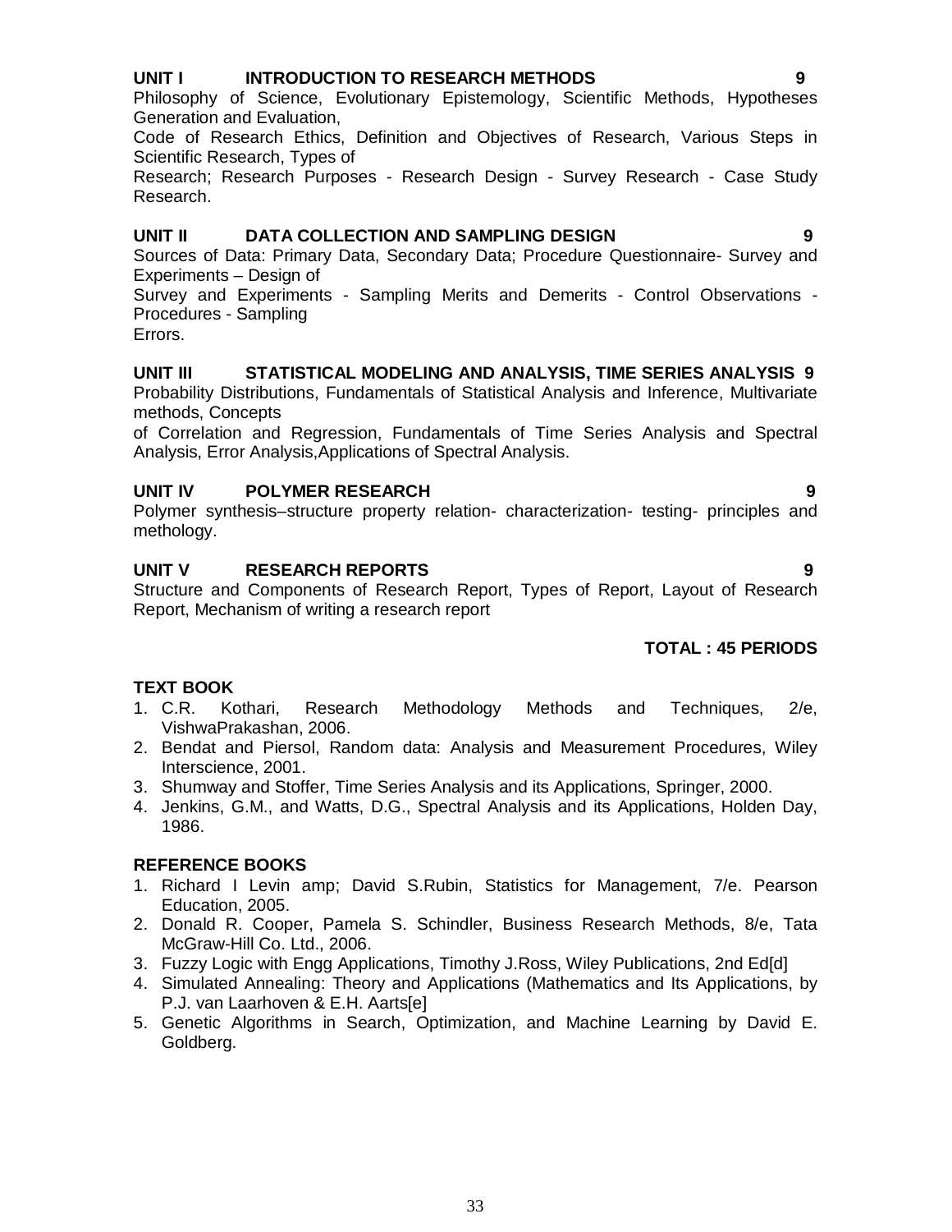**UNIT I INTRODUCTION TO RESEARCH METHODS 9**

Philosophy of Science, Evolutionary Epistemology, Scientific Methods, Hypotheses Generation and Evaluation,
Code of Research Ethics, Definition and Objectives of Research, Various Steps in Scientific Research, Types of
Research; Research Purposes - Research Design - Survey Research - Case Study Research.

**UNIT II DATA COLLECTION AND SAMPLING DESIGN 9**

Sources of Data: Primary Data, Secondary Data; Procedure Questionnaire- Survey and Experiments – Design of
Survey and Experiments - Sampling Merits and Demerits - Control Observations - Procedures - Sampling
Errors.

**UNIT III STATISTICAL MODELING AND ANALYSIS, TIME SERIES ANALYSIS 9**

Probability Distributions, Fundamentals of Statistical Analysis and Inference, Multivariate methods, Concepts
of Correlation and Regression, Fundamentals of Time Series Analysis and Spectral Analysis, Error Analysis,Applications of Spectral Analysis.

**UNIT IV POLYMER RESEARCH 9**

Polymer synthesis–structure property relation- characterization- testing- principles and methology.

**UNIT V RESEARCH REPORTS 9**

Structure and Components of Research Report, Types of Report, Layout of Research Report, Mechanism of writing a research report

**TOTAL : 45 PERIODS**

**TEXT BOOK**

1. C.R. Kothari, Research Methodology Methods and Techniques, 2/e, VishwaPrakashan, 2006.
2. Bendat and Piersol, Random data: Analysis and Measurement Procedures, Wiley Interscience, 2001.
3. Shumway and Stoffer, Time Series Analysis and its Applications, Springer, 2000.
4. Jenkins, G.M., and Watts, D.G., Spectral Analysis and its Applications, Holden Day, 1986.

**REFERENCE BOOKS**

1. Richard I Levin amp; David S.Rubin, Statistics for Management, 7/e. Pearson Education, 2005.
2. Donald R. Cooper, Pamela S. Schindler, Business Research Methods, 8/e, Tata McGraw-Hill Co. Ltd., 2006.
3. Fuzzy Logic with Engg Applications, Timothy J.Ross, Wiley Publications, 2nd Ed[d]
4. Simulated Annealing: Theory and Applications (Mathematics and Its Applications, by P.J. van Laarhoven & E.H. Aarts[e]
5. Genetic Algorithms in Search, Optimization, and Machine Learning by David E. Goldberg.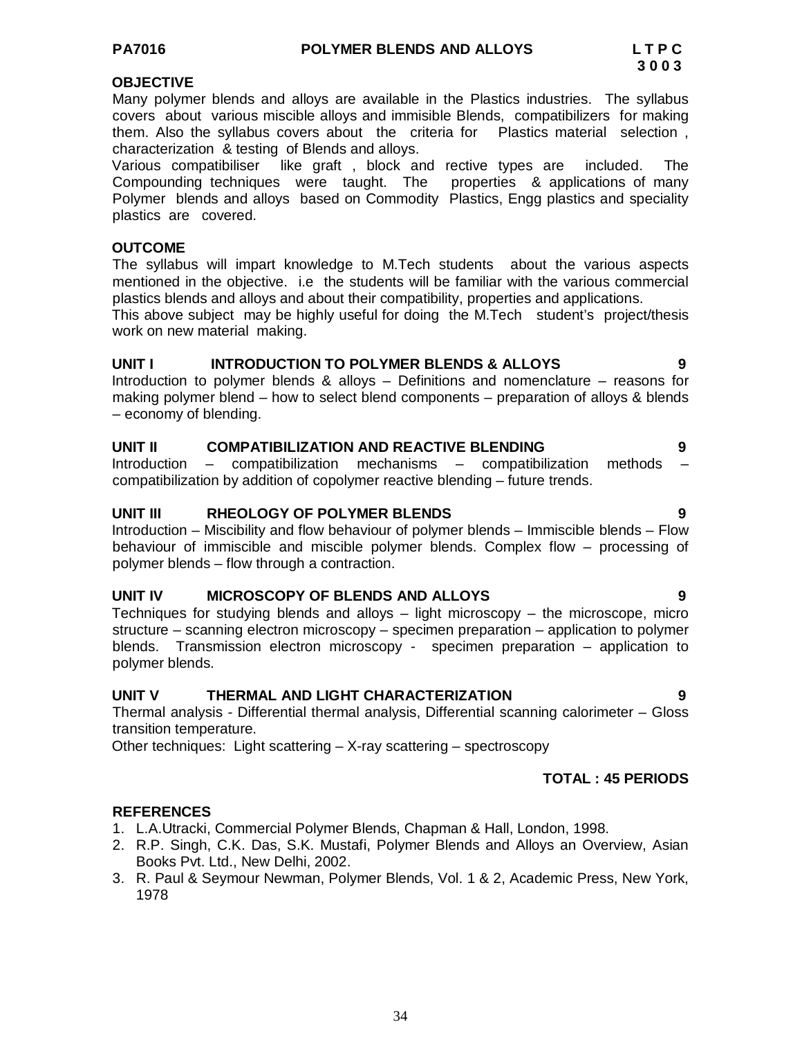**PA7016 POLYMER BLENDS AND ALLOYS L T P C**
**3 0 0 3**

**OBJECTIVE**

Many polymer blends and alloys are available in the Plastics industries. The syllabus covers about various miscible alloys and immisible Blends, compatibilizers for making them. Also the syllabus covers about the criteria for Plastics material selection , characterization & testing of Blends and alloys.

Various compatibiliser like graft , block and rective types are included. The Compounding techniques were taught. The properties & applications of many Polymer blends and alloys based on Commodity Plastics, Engg plastics and speciality plastics are covered.

**OUTCOME**

The syllabus will impart knowledge to M.Tech students about the various aspects mentioned in the objective. i.e the students will be familiar with the various commercial plastics blends and alloys and about their compatibility, properties and applications.

This above subject may be highly useful for doing the M.Tech student's project/thesis work on new material making.

**UNIT I INTRODUCTION TO POLYMER BLENDS & ALLOYS 9**

Introduction to polymer blends & alloys – Definitions and nomenclature – reasons for making polymer blend – how to select blend components – preparation of alloys & blends – economy of blending.

**UNIT II COMPATIBILIZATION AND REACTIVE BLENDING 9**

Introduction – compatibilization mechanisms – compatibilization methods – compatibilization by addition of copolymer reactive blending – future trends.

**UNIT III RHEOLOGY OF POLYMER BLENDS 9**

Introduction – Miscibility and flow behaviour of polymer blends – Immiscible blends – Flow behaviour of immiscible and miscible polymer blends. Complex flow – processing of polymer blends – flow through a contraction.

**UNIT IV MICROSCOPY OF BLENDS AND ALLOYS 9**

Techniques for studying blends and alloys – light microscopy – the microscope, micro structure – scanning electron microscopy – specimen preparation – application to polymer blends. Transmission electron microscopy - specimen preparation – application to polymer blends.

**UNIT V THERMAL AND LIGHT CHARACTERIZATION 9**

Thermal analysis - Differential thermal analysis, Differential scanning calorimeter – Gloss transition temperature.

Other techniques: Light scattering – X-ray scattering – spectroscopy

**TOTAL : 45 PERIODS**

**REFERENCES**

1. L.A.Utracki, Commercial Polymer Blends, Chapman & Hall, London, 1998.
2. R.P. Singh, C.K. Das, S.K. Mustafi, Polymer Blends and Alloys an Overview, Asian Books Pvt. Ltd., New Delhi, 2002.
3. R. Paul & Seymour Newman, Polymer Blends, Vol. 1 & 2, Academic Press, New York, 1978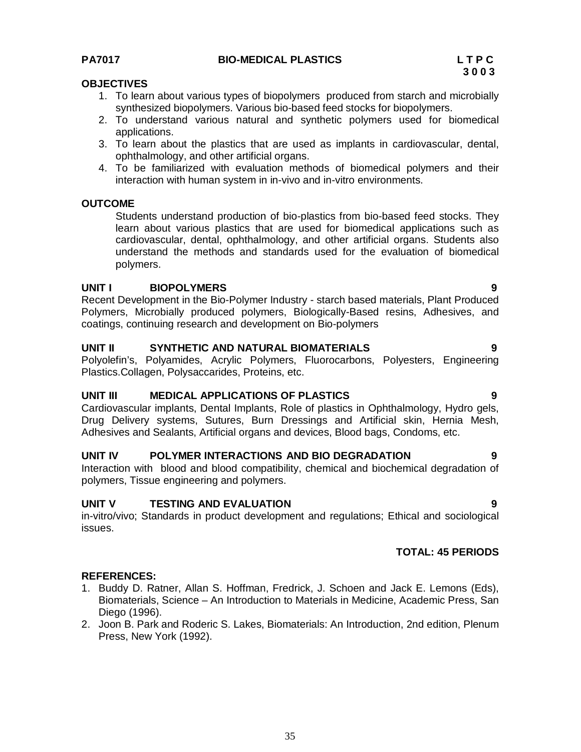**PA7017 BIO-MEDICAL PLASTICS L T P C**
**3 0 0 3**

**OBJECTIVES**

1. To learn about various types of biopolymers produced from starch and microbially synthesized biopolymers. Various bio-based feed stocks for biopolymers.
2. To understand various natural and synthetic polymers used for biomedical applications.
3. To learn about the plastics that are used as implants in cardiovascular, dental, ophthalmology, and other artificial organs.
4. To be familiarized with evaluation methods of biomedical polymers and their interaction with human system in in-vivo and in-vitro environments.

**OUTCOME**

Students understand production of bio-plastics from bio-based feed stocks. They learn about various plastics that are used for biomedical applications such as cardiovascular, dental, ophthalmology, and other artificial organs. Students also understand the methods and standards used for the evaluation of biomedical polymers.

**UNIT I BIOPOLYMERS 9**

Recent Development in the Bio-Polymer Industry - starch based materials, Plant Produced Polymers, Microbially produced polymers, Biologically-Based resins, Adhesives, and coatings, continuing research and development on Bio-polymers

**UNIT II SYNTHETIC AND NATURAL BIOMATERIALS 9**

Polyolefin's, Polyamides, Acrylic Polymers, Fluorocarbons, Polyesters, Engineering Plastics.Collagen, Polysaccharides, Proteins, etc.

**UNIT III MEDICAL APPLICATIONS OF PLASTICS 9**

Cardiovascular implants, Dental Implants, Role of plastics in Ophthalmology, Hydro gels, Drug Delivery systems, Sutures, Burn Dressings and Artificial skin, Hernia Mesh, Adhesives and Sealants, Artificial organs and devices, Blood bags, Condoms, etc.

**UNIT IV POLYMER INTERACTIONS AND BIO DEGRADATION 9**

Interaction with blood and blood compatibility, chemical and biochemical degradation of polymers, Tissue engineering and polymers.

**UNIT V TESTING AND EVALUATION 9**

in-vitro/vivo; Standards in product development and regulations; Ethical and sociological issues.

**TOTAL: 45 PERIODS**

**REFERENCES:**

1. Buddy D. Ratner, Allan S. Hoffman, Fredrick, J. Schoen and Jack E. Lemons (Eds), Biomaterials, Science – An Introduction to Materials in Medicine, Academic Press, San Diego (1996).
2. Joon B. Park and Roderic S. Lakes, Biomaterials: An Introduction, 2nd edition, Plenum Press, New York (1992).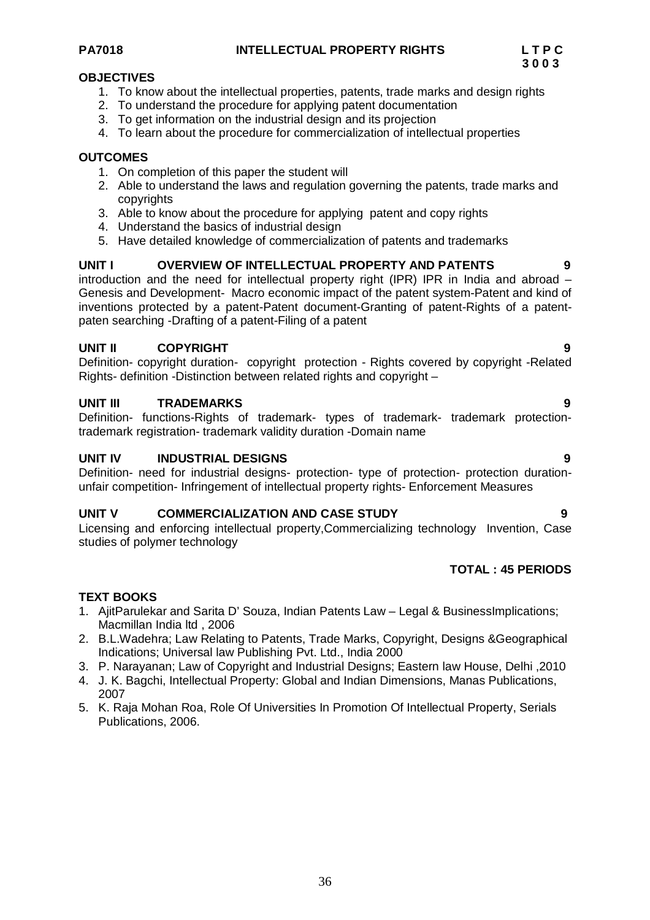**PA7018 INTELLECTUAL PROPERTY RIGHTS L T P C**
**3 0 0 3**

**OBJECTIVES**

1. To know about the intellectual properties, patents, trade marks and design rights
2. To understand the procedure for applying patent documentation
3. To get information on the industrial design and its projection
4. To learn about the procedure for commercialization of intellectual properties

**OUTCOMES**

1. On completion of this paper the student will
2. Able to understand the laws and regulation governing the patents, trade marks and copyrights
3. Able to know about the procedure for applying patent and copy rights
4. Understand the basics of industrial design
5. Have detailed knowledge of commercialization of patents and trademarks

**UNIT I OVERVIEW OF INTELLECTUAL PROPERTY AND PATENTS 9**

introduction and the need for intellectual property right (IPR) IPR in India and abroad – Genesis and Development- Macro economic impact of the patent system-Patent and kind of inventions protected by a patent-Patent document-Granting of patent-Rights of a patent-paten searching -Drafting of a patent-Filing of a patent

**UNIT II COPYRIGHT 9**

Definition- copyright duration- copyright protection - Rights covered by copyright -Related Rights- definition -Distinction between related rights and copyright –

**UNIT III TRADEMARKS 9**

Definition- functions-Rights of trademark- types of trademark- trademark protection-trademark registration- trademark validity duration -Domain name

**UNIT IV INDUSTRIAL DESIGNS 9**

Definition- need for industrial designs- protection- type of protection- protection duration-unfair competition- Infringement of intellectual property rights- Enforcement Measures

**UNIT V COMMERCIALIZATION AND CASE STUDY 9**

Licensing and enforcing intellectual property,Commercializing technology Invention, Case studies of polymer technology

**TOTAL : 45 PERIODS**

**TEXT BOOKS**

1. AjitParulekar and Sarita D' Souza, Indian Patents Law – Legal & BusinessImplications; Macmillan India ltd , 2006
2. B.L.Wadehra; Law Relating to Patents, Trade Marks, Copyright, Designs &Geographical Indications; Universal law Publishing Pvt. Ltd., India 2000
3. P. Narayanan; Law of Copyright and Industrial Designs; Eastern law House, Delhi ,2010
4. J. K. Bagchi, Intellectual Property: Global and Indian Dimensions, Manas Publications, 2007
5. K. Raja Mohan Roa, Role Of Universities In Promotion Of Intellectual Property, Serials Publications, 2006.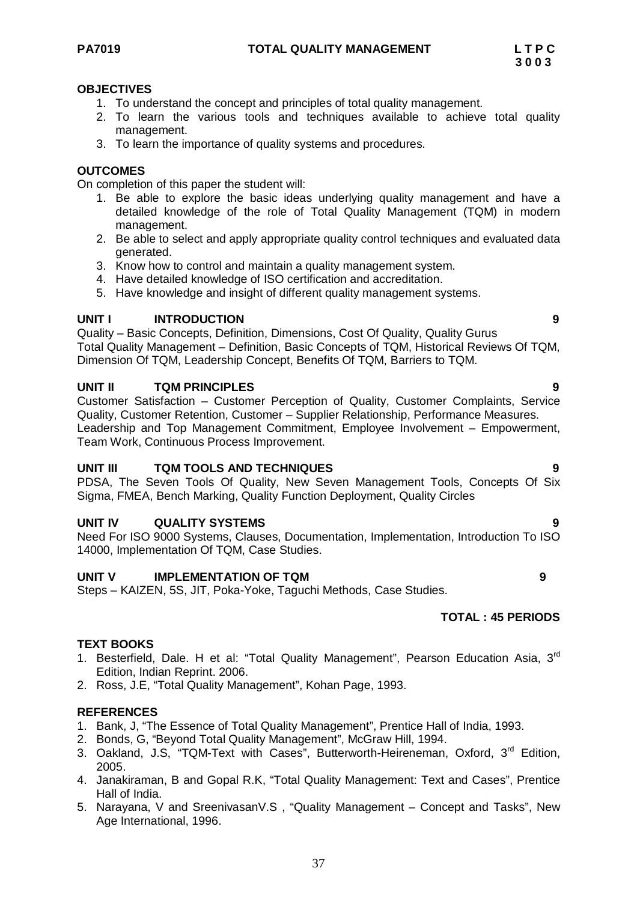**PA7019 TOTAL QUALITY MANAGEMENT** **L T P C**
**3 0 0 3**

**OBJECTIVES**

1. To understand the concept and principles of total quality management.
2. To learn the various tools and techniques available to achieve total quality management.
3. To learn the importance of quality systems and procedures.

**OUTCOMES**

On completion of this paper the student will:

1. Be able to explore the basic ideas underlying quality management and have a detailed knowledge of the role of Total Quality Management (TQM) in modern management.
2. Be able to select and apply appropriate quality control techniques and evaluated data generated.
3. Know how to control and maintain a quality management system.
4. Have detailed knowledge of ISO certification and accreditation.
5. Have knowledge and insight of different quality management systems.

**UNIT I INTRODUCTION 9**

Quality – Basic Concepts, Definition, Dimensions, Cost Of Quality, Quality Gurus
Total Quality Management – Definition, Basic Concepts of TQM, Historical Reviews Of TQM, Dimension Of TQM, Leadership Concept, Benefits Of TQM, Barriers to TQM.

**UNIT II TQM PRINCIPLES 9**

Customer Satisfaction – Customer Perception of Quality, Customer Complaints, Service Quality, Customer Retention, Customer – Supplier Relationship, Performance Measures.
Leadership and Top Management Commitment, Employee Involvement – Empowerment, Team Work, Continuous Process Improvement.

**UNIT III TQM TOOLS AND TECHNIQUES 9**

PDSA, The Seven Tools Of Quality, New Seven Management Tools, Concepts Of Six Sigma, FMEA, Bench Marking, Quality Function Deployment, Quality Circles

**UNIT IV QUALITY SYSTEMS 9**

Need For ISO 9000 Systems, Clauses, Documentation, Implementation, Introduction To ISO 14000, Implementation Of TQM, Case Studies.

**UNIT V IMPLEMENTATION OF TQM 9**

Steps – KAIZEN, 5S, JIT, Poka-Yoke, Taguchi Methods, Case Studies.

**TOTAL : 45 PERIODS**

**TEXT BOOKS**

1. Besterfield, Dale. H et al: "Total Quality Management", Pearson Education Asia, 3rd Edition, Indian Reprint. 2006.
2. Ross, J.E, "Total Quality Management", Kohan Page, 1993.

**REFERENCES**

1. Bank, J, "The Essence of Total Quality Management", Prentice Hall of India, 1993.
2. Bonds, G, "Beyond Total Quality Management", McGraw Hill, 1994.
3. Oakland, J.S, "TQM-Text with Cases", Butterworth-Heireneman, Oxford, 3rd Edition, 2005.
4. Janakiraman, B and Gopal R.K, "Total Quality Management: Text and Cases", Prentice Hall of India.
5. Narayana, V and SreenivasanV.S , "Quality Management – Concept and Tasks", New Age International, 1996.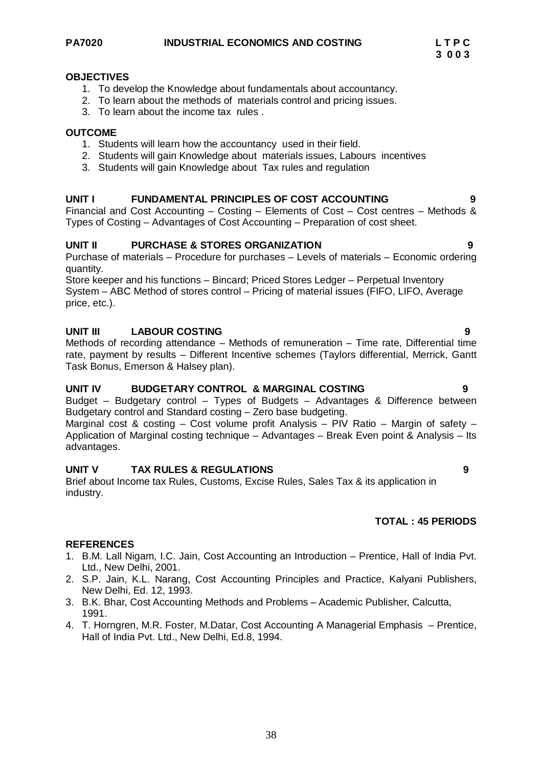**PA7020 INDUSTRIAL ECONOMICS AND COSTING**

| L | T | P | C |
|---|---|---|---|
| 3 | 0 | 0 | 3 |

**OBJECTIVES**

1. To develop the Knowledge about fundamentals about accountancy.
2. To learn about the methods of materials control and pricing issues.
3. To learn about the income tax rules .

**OUTCOME**

1. Students will learn how the accountancy used in their field.
2. Students will gain Knowledge about materials issues, Labours incentives
3. Students will gain Knowledge about Tax rules and regulation

**UNIT I FUNDAMENTAL PRINCIPLES OF COST ACCOUNTING 9**

Financial and Cost Accounting – Costing – Elements of Cost – Cost centres – Methods & Types of Costing – Advantages of Cost Accounting – Preparation of cost sheet.

**UNIT II PURCHASE & STORES ORGANIZATION 9**

Purchase of materials – Procedure for purchases – Levels of materials – Economic ordering quantity.

Store keeper and his functions – Bincard; Priced Stores Ledger – Perpetual Inventory System – ABC Method of stores control – Pricing of material issues (FIFO, LIFO, Average price, etc.).

**UNIT III LABOUR COSTING 9**

Methods of recording attendance – Methods of remuneration – Time rate, Differential time rate, payment by results – Different Incentive schemes (Taylors differential, Merrick, Gantt Task Bonus, Emerson & Halsey plan).

**UNIT IV BUDGETARY CONTROL & MARGINAL COSTING 9**

Budget – Budgetary control – Types of Budgets – Advantages & Difference between Budgetary control and Standard costing – Zero base budgeting.

Marginal cost & costing – Cost volume profit Analysis – PIV Ratio – Margin of safety – Application of Marginal costing technique – Advantages – Break Even point & Analysis – Its advantages.

**UNIT V TAX RULES & REGULATIONS 9**

Brief about Income tax Rules, Customs, Excise Rules, Sales Tax & its application in industry.

**TOTAL : 45 PERIODS**

**REFERENCES**

1. B.M. Lall Nigam, I.C. Jain, Cost Accounting an Introduction – Prentice, Hall of India Pvt. Ltd., New Delhi, 2001.
2. S.P. Jain, K.L. Narang, Cost Accounting Principles and Practice, Kalyani Publishers, New Delhi, Ed. 12, 1993.
3. B.K. Bhar, Cost Accounting Methods and Problems – Academic Publisher, Calcutta, 1991.
4. T. Horngren, M.R. Foster, M.Datar, Cost Accounting A Managerial Emphasis – Prentice, Hall of India Pvt. Ltd., New Delhi, Ed.8, 1994.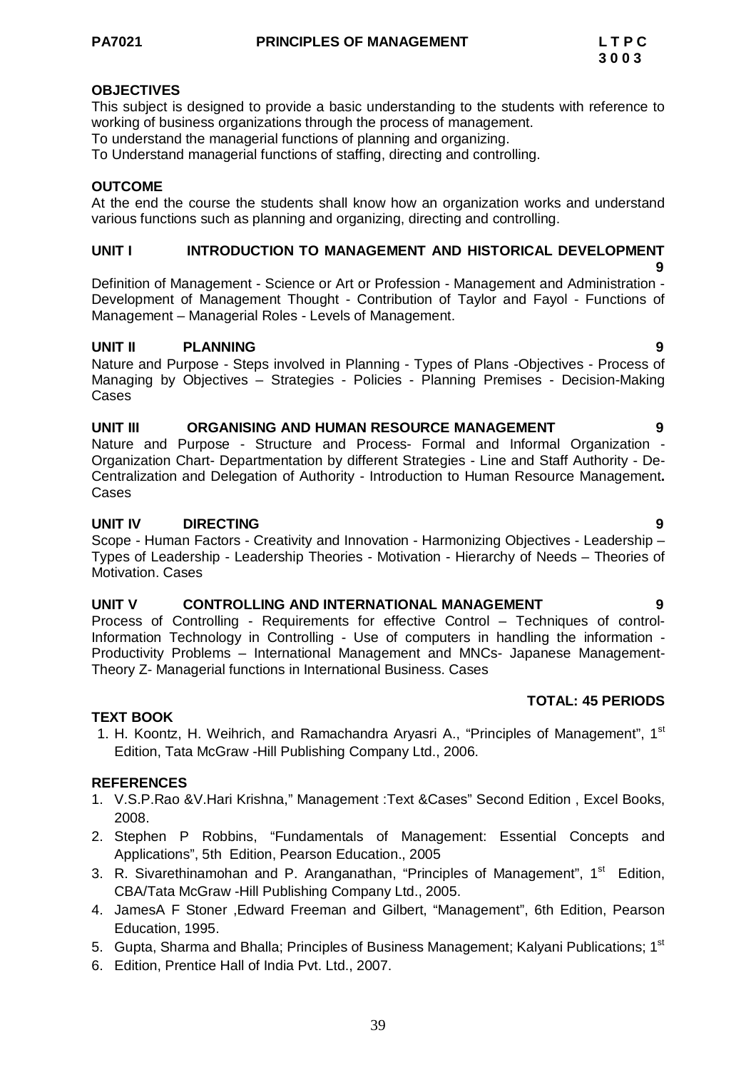**PA7021 PRINCIPLES OF MANAGEMENT**

| L | T | P | C |
|---|---|---|---|
| 3 | 0 | 0 | 3 |

**OBJECTIVES**

This subject is designed to provide a basic understanding to the students with reference to working of business organizations through the process of management.

To understand the managerial functions of planning and organizing.

To Understand managerial functions of staffing, directing and controlling.

**OUTCOME**

At the end the course the students shall know how an organization works and understand various functions such as planning and organizing, directing and controlling.

**UNIT I INTRODUCTION TO MANAGEMENT AND HISTORICAL DEVELOPMENT 9**

Definition of Management - Science or Art or Profession - Management and Administration - Development of Management Thought - Contribution of Taylor and Fayol - Functions of Management – Managerial Roles - Levels of Management.

**UNIT II PLANNING 9**

Nature and Purpose - Steps involved in Planning - Types of Plans -Objectives - Process of Managing by Objectives – Strategies - Policies - Planning Premises - Decision-Making Cases

**UNIT III ORGANISING AND HUMAN RESOURCE MANAGEMENT 9**

Nature and Purpose - Structure and Process- Formal and Informal Organization - Organization Chart- Departmentation by different Strategies - Line and Staff Authority - De-Centralization and Delegation of Authority - Introduction to Human Resource Management**.** Cases

**UNIT IV DIRECTING 9**

Scope - Human Factors - Creativity and Innovation - Harmonizing Objectives - Leadership – Types of Leadership - Leadership Theories - Motivation - Hierarchy of Needs – Theories of Motivation. Cases

**UNIT V CONTROLLING AND INTERNATIONAL MANAGEMENT 9**

Process of Controlling - Requirements for effective Control – Techniques of control-Information Technology in Controlling - Use of computers in handling the information - Productivity Problems – International Management and MNCs- Japanese Management-Theory Z- Managerial functions in International Business. Cases

**TOTAL: 45 PERIODS**

**TEXT BOOK**

1. H. Koontz, H. Weihrich, and Ramachandra Aryasri A., "Principles of Management", 1st Edition, Tata McGraw -Hill Publishing Company Ltd., 2006.

**REFERENCES**

1. V.S.P.Rao &V.Hari Krishna," Management :Text &Cases" Second Edition , Excel Books, 2008.
2. Stephen P Robbins, "Fundamentals of Management: Essential Concepts and Applications", 5th Edition, Pearson Education., 2005
3. R. Sivarethinamohan and P. Aranganathan, "Principles of Management", 1st Edition, CBA/Tata McGraw -Hill Publishing Company Ltd., 2005.
4. JamesA F Stoner ,Edward Freeman and Gilbert, "Management", 6th Edition, Pearson Education, 1995.
5. Gupta, Sharma and Bhalla; Principles of Business Management; Kalyani Publications; 1st
6. Edition, Prentice Hall of India Pvt. Ltd., 2007.